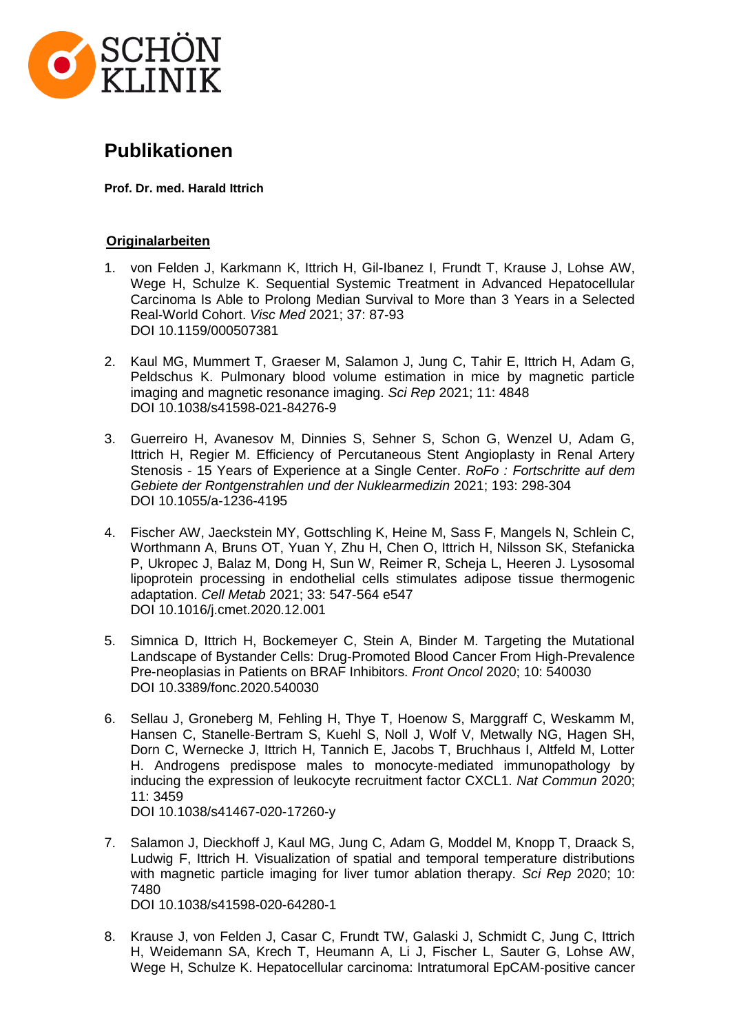# Publikationen

**Prof. Dr. med. Harald Ittrich**

**Originalarbeiten**

1. von Felden J, Karkmann K, Ittrich H, Gil-Ibanez I, Frundt T, Krause J, Lohse AW, Wege H, Schulze K. Sequential Systemic Treatment in Advanced Hepatocellular Carcinoma Is Able to Prolong Median Survival to More than 3 Years in a Selected Real-World Cohort. *Visc Med* 2021; 37: 87-93
   DOI 10.1159/000507381

2. Kaul MG, Mummert T, Graeser M, Salamon J, Jung C, Tahir E, Ittrich H, Adam G, Peldschus K. Pulmonary blood volume estimation in mice by magnetic particle imaging and magnetic resonance imaging. *Sci Rep* 2021; 11: 4848
   DOI 10.1038/s41598-021-84276-9

3. Guerreiro H, Avanesov M, Dinnies S, Sehner S, Schon G, Wenzel U, Adam G, Ittrich H, Regier M. Efficiency of Percutaneous Stent Angioplasty in Renal Artery Stenosis - 15 Years of Experience at a Single Center. *RoFo : Fortschritte auf dem Gebiete der Rontgenstrahlen und der Nuklearmedizin* 2021; 193: 298-304
   DOI 10.1055/a-1236-4195

4. Fischer AW, Jaeckstein MY, Gottschling K, Heine M, Sass F, Mangels N, Schlein C, Worthmann A, Bruns OT, Yuan Y, Zhu H, Chen O, Ittrich H, Nilsson SK, Stefanicka P, Ukropec J, Balaz M, Dong H, Sun W, Reimer R, Scheja L, Heeren J. Lysosomal lipoprotein processing in endothelial cells stimulates adipose tissue thermogenic adaptation. *Cell Metab* 2021; 33: 547-564 e547
   DOI 10.1016/j.cmet.2020.12.001

5. Simnica D, Ittrich H, Bockemeyer C, Stein A, Binder M. Targeting the Mutational Landscape of Bystander Cells: Drug-Promoted Blood Cancer From High-Prevalence Pre-neoplasias in Patients on BRAF Inhibitors. *Front Oncol* 2020; 10: 540030
   DOI 10.3389/fonc.2020.540030

6. Sellau J, Groneberg M, Fehling H, Thye T, Hoenow S, Marggraff C, Weskamm M, Hansen C, Stanelle-Bertram S, Kuehl S, Noll J, Wolf V, Metwally NG, Hagen SH, Dorn C, Wernecke J, Ittrich H, Tannich E, Jacobs T, Bruchhaus I, Altfeld M, Lotter H. Androgens predispose males to monocyte-mediated immunopathology by inducing the expression of leukocyte recruitment factor CXCL1. *Nat Commun* 2020; 11: 3459
   DOI 10.1038/s41467-020-17260-y

7. Salamon J, Dieckhoff J, Kaul MG, Jung C, Adam G, Moddel M, Knopp T, Draack S, Ludwig F, Ittrich H. Visualization of spatial and temporal temperature distributions with magnetic particle imaging for liver tumor ablation therapy. *Sci Rep* 2020; 10: 7480
   DOI 10.1038/s41598-020-64280-1

8. Krause J, von Felden J, Casar C, Frundt TW, Galaski J, Schmidt C, Jung C, Ittrich H, Weidemann SA, Krech T, Heumann A, Li J, Fischer L, Sauter G, Lohse AW, Wege H, Schulze K. Hepatocellular carcinoma: Intratumoral EpCAM-positive cancer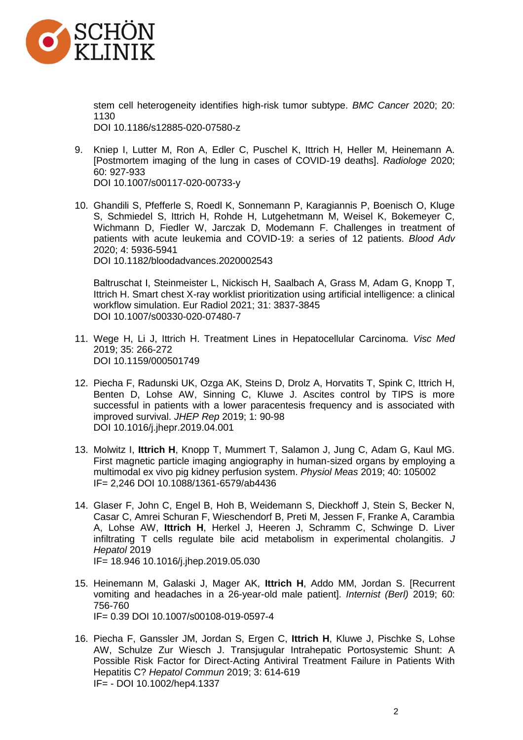stem cell heterogeneity identifies high-risk tumor subtype. *BMC Cancer* 2020; 20: 1130
DOI 10.1186/s12885-020-07580-z

9. Kniep I, Lutter M, Ron A, Edler C, Puschel K, Ittrich H, Heller M, Heinemann A. [Postmortem imaging of the lung in cases of COVID-19 deaths]. *Radiologe* 2020; 60: 927-933
DOI 10.1007/s00117-020-00733-y

10. Ghandili S, Pfefferle S, Roedl K, Sonnemann P, Karagiannis P, Boenisch O, Kluge S, Schmiedel S, Ittrich H, Rohde H, Lutgehetmann M, Weisel K, Bokemeyer C, Wichmann D, Fiedler W, Jarczak D, Modemann F. Challenges in treatment of patients with acute leukemia and COVID-19: a series of 12 patients. *Blood Adv* 2020; 4: 5936-5941
DOI 10.1182/bloodadvances.2020002543

    Baltruschat I, Steinmeister L, Nickisch H, Saalbach A, Grass M, Adam G, Knopp T, Ittrich H. Smart chest X-ray worklist prioritization using artificial intelligence: a clinical workflow simulation. Eur Radiol 2021; 31: 3837-3845
DOI 10.1007/s00330-020-07480-7

11. Wege H, Li J, Ittrich H. Treatment Lines in Hepatocellular Carcinoma. *Visc Med* 2019; 35: 266-272
DOI 10.1159/000501749

12. Piecha F, Radunski UK, Ozga AK, Steins D, Drolz A, Horvatits T, Spink C, Ittrich H, Benten D, Lohse AW, Sinning C, Kluwe J. Ascites control by TIPS is more successful in patients with a lower paracentesis frequency and is associated with improved survival. *JHEP Rep* 2019; 1: 90-98
DOI 10.1016/j.jhepr.2019.04.001

13. Molwitz I, **Ittrich H**, Knopp T, Mummert T, Salamon J, Jung C, Adam G, Kaul MG. First magnetic particle imaging angiography in human-sized organs by employing a multimodal ex vivo pig kidney perfusion system. *Physiol Meas* 2019; 40: 105002
IF= 2,246 DOI 10.1088/1361-6579/ab4436

14. Glaser F, John C, Engel B, Hoh B, Weidemann S, Dieckhoff J, Stein S, Becker N, Casar C, Amrei Schuran F, Wieschendorf B, Preti M, Jessen F, Franke A, Carambia A, Lohse AW, **Ittrich H**, Herkel J, Heeren J, Schramm C, Schwinge D. Liver infiltrating T cells regulate bile acid metabolism in experimental cholangitis. *J Hepatol* 2019
IF= 18.946 10.1016/j.jhep.2019.05.030

15. Heinemann M, Galaski J, Mager AK, **Ittrich H**, Addo MM, Jordan S. [Recurrent vomiting and headaches in a 26-year-old male patient]. *Internist (Berl)* 2019; 60: 756-760
IF= 0.39 DOI 10.1007/s00108-019-0597-4

16. Piecha F, Ganssler JM, Jordan S, Ergen C, **Ittrich H**, Kluwe J, Pischke S, Lohse AW, Schulze Zur Wiesch J. Transjugular Intrahepatic Portosystemic Shunt: A Possible Risk Factor for Direct-Acting Antiviral Treatment Failure in Patients With Hepatitis C? *Hepatol Commun* 2019; 3: 614-619
IF= - DOI 10.1002/hep4.1337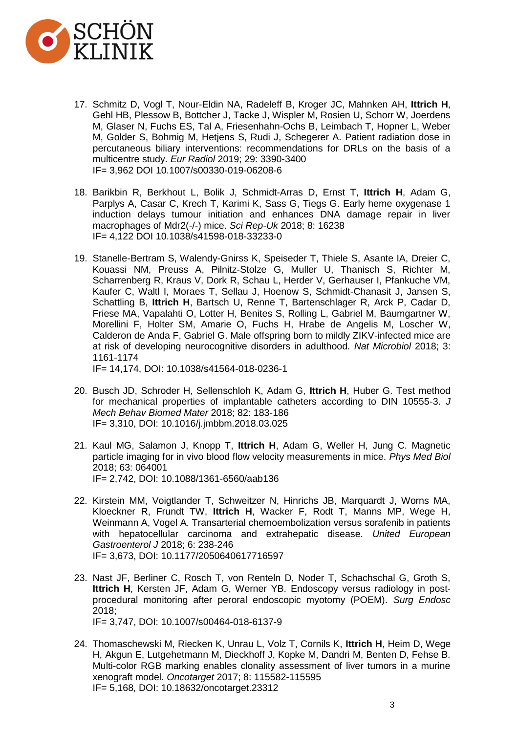17. Schmitz D, Vogl T, Nour-Eldin NA, Radeleff B, Kroger JC, Mahnken AH, **Ittrich H**, Gehl HB, Plessow B, Bottcher J, Tacke J, Wispler M, Rosien U, Schorr W, Joerdens M, Glaser N, Fuchs ES, Tal A, Friesenhahn-Ochs B, Leimbach T, Hopner L, Weber M, Golder S, Bohmig M, Hetjens S, Rudi J, Schegerer A. Patient radiation dose in percutaneous biliary interventions: recommendations for DRLs on the basis of a multicentre study. *Eur Radiol* 2019; 29: 3390-3400
    IF= 3,962 DOI 10.1007/s00330-019-06208-6

18. Barikbin R, Berkhout L, Bolik J, Schmidt-Arras D, Ernst T, **Ittrich H**, Adam G, Parplys A, Casar C, Krech T, Karimi K, Sass G, Tiegs G. Early heme oxygenase 1 induction delays tumour initiation and enhances DNA damage repair in liver macrophages of Mdr2(-/-) mice. *Sci Rep-Uk* 2018; 8: 16238
    IF= 4,122 DOI 10.1038/s41598-018-33233-0

19. Stanelle-Bertram S, Walendy-Gnirss K, Speiseder T, Thiele S, Asante IA, Dreier C, Kouassi NM, Preuss A, Pilnitz-Stolze G, Muller U, Thanisch S, Richter M, Scharrenberg R, Kraus V, Dork R, Schau L, Herder V, Gerhauser I, Pfankuche VM, Kaufer C, Waltl I, Moraes T, Sellau J, Hoenow S, Schmidt-Chanasit J, Jansen S, Schattling B, **Ittrich H**, Bartsch U, Renne T, Bartenschlager R, Arck P, Cadar D, Friese MA, Vapalahti O, Lotter H, Benites S, Rolling L, Gabriel M, Baumgartner W, Morellini F, Holter SM, Amarie O, Fuchs H, Hrabe de Angelis M, Loscher W, Calderon de Anda F, Gabriel G. Male offspring born to mildly ZIKV-infected mice are at risk of developing neurocognitive disorders in adulthood. *Nat Microbiol* 2018; 3: 1161-1174
    IF= 14,174, DOI: 10.1038/s41564-018-0236-1

20. Busch JD, Schroder H, Sellenschloh K, Adam G, **Ittrich H**, Huber G. Test method for mechanical properties of implantable catheters according to DIN 10555-3. *J Mech Behav Biomed Mater* 2018; 82: 183-186
    IF= 3,310, DOI: 10.1016/j.jmbbm.2018.03.025

21. Kaul MG, Salamon J, Knopp T, **Ittrich H**, Adam G, Weller H, Jung C. Magnetic particle imaging for in vivo blood flow velocity measurements in mice. *Phys Med Biol* 2018; 63: 064001
    IF= 2,742, DOI: 10.1088/1361-6560/aab136

22. Kirstein MM, Voigtlander T, Schweitzer N, Hinrichs JB, Marquardt J, Worns MA, Kloeckner R, Frundt TW, **Ittrich H**, Wacker F, Rodt T, Manns MP, Wege H, Weinmann A, Vogel A. Transarterial chemoembolization versus sorafenib in patients with hepatocellular carcinoma and extrahepatic disease. *United European Gastroenterol J* 2018; 6: 238-246
    IF= 3,673, DOI: 10.1177/2050640617716597

23. Nast JF, Berliner C, Rosch T, von Renteln D, Noder T, Schachschal G, Groth S, **Ittrich H**, Kersten JF, Adam G, Werner YB. Endoscopy versus radiology in post-procedural monitoring after peroral endoscopic myotomy (POEM). *Surg Endosc* 2018;
    IF= 3,747, DOI: 10.1007/s00464-018-6137-9

24. Thomaschewski M, Riecken K, Unrau L, Volz T, Cornils K, **Ittrich H**, Heim D, Wege H, Akgun E, Lutgehetmann M, Dieckhoff J, Kopke M, Dandri M, Benten D, Fehse B. Multi-color RGB marking enables clonality assessment of liver tumors in a murine xenograft model. *Oncotarget* 2017; 8: 115582-115595
    IF= 5,168, DOI: 10.18632/oncotarget.23312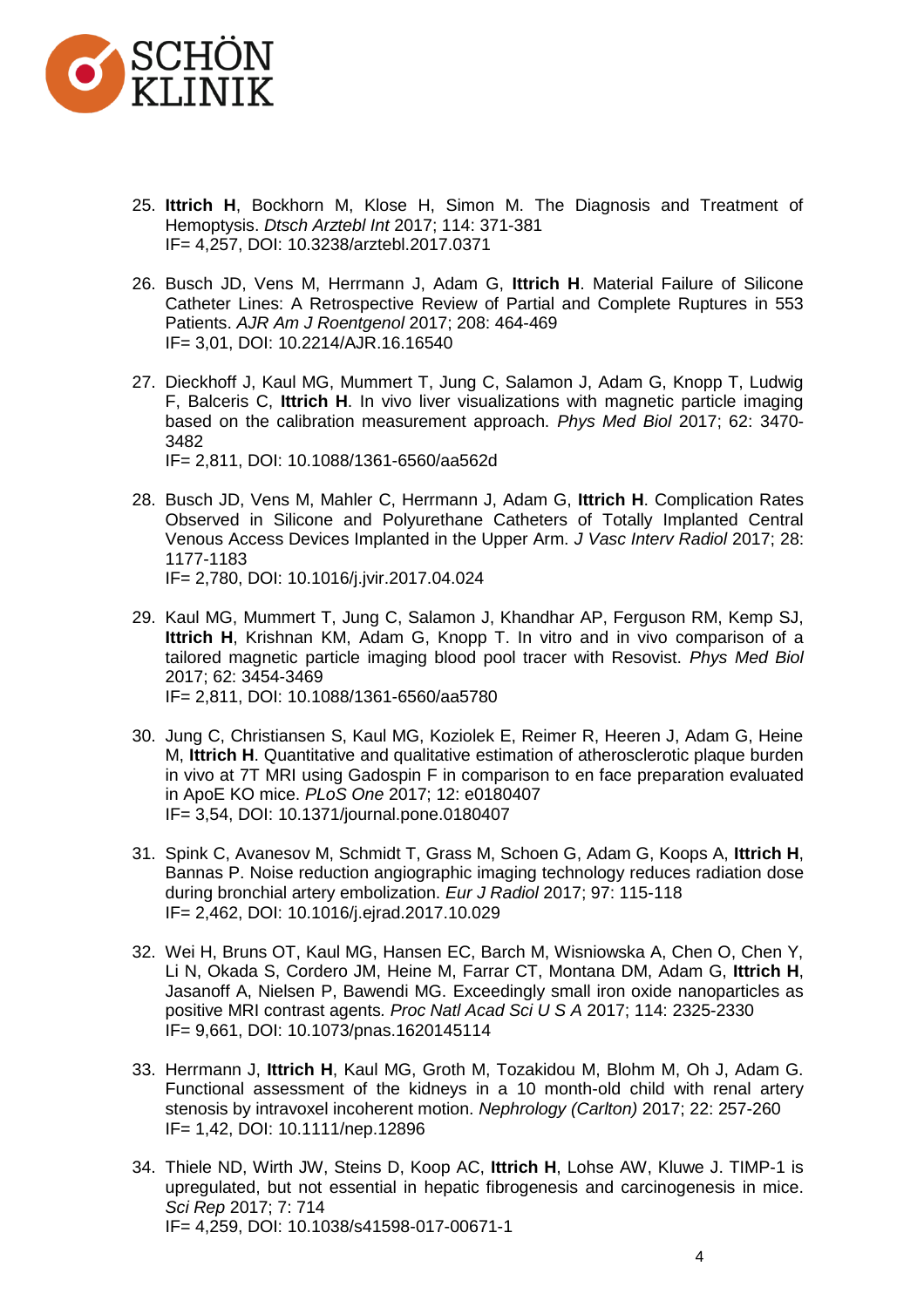25. **Ittrich H**, Bockhorn M, Klose H, Simon M. The Diagnosis and Treatment of Hemoptysis. *Dtsch Arztebl Int* 2017; 114: 371-381
    IF= 4,257, DOI: 10.3238/arztebl.2017.0371

26. Busch JD, Vens M, Herrmann J, Adam G, **Ittrich H**. Material Failure of Silicone Catheter Lines: A Retrospective Review of Partial and Complete Ruptures in 553 Patients. *AJR Am J Roentgenol* 2017; 208: 464-469
    IF= 3,01, DOI: 10.2214/AJR.16.16540

27. Dieckhoff J, Kaul MG, Mummert T, Jung C, Salamon J, Adam G, Knopp T, Ludwig F, Balceris C, **Ittrich H**. In vivo liver visualizations with magnetic particle imaging based on the calibration measurement approach. *Phys Med Biol* 2017; 62: 3470-3482
    IF= 2,811, DOI: 10.1088/1361-6560/aa562d

28. Busch JD, Vens M, Mahler C, Herrmann J, Adam G, **Ittrich H**. Complication Rates Observed in Silicone and Polyurethane Catheters of Totally Implanted Central Venous Access Devices Implanted in the Upper Arm. *J Vasc Interv Radiol* 2017; 28: 1177-1183
    IF= 2,780, DOI: 10.1016/j.jvir.2017.04.024

29. Kaul MG, Mummert T, Jung C, Salamon J, Khandhar AP, Ferguson RM, Kemp SJ, **Ittrich H**, Krishnan KM, Adam G, Knopp T. In vitro and in vivo comparison of a tailored magnetic particle imaging blood pool tracer with Resovist. *Phys Med Biol* 2017; 62: 3454-3469
    IF= 2,811, DOI: 10.1088/1361-6560/aa5780

30. Jung C, Christiansen S, Kaul MG, Koziolek E, Reimer R, Heeren J, Adam G, Heine M, **Ittrich H**. Quantitative and qualitative estimation of atherosclerotic plaque burden in vivo at 7T MRI using Gadospin F in comparison to en face preparation evaluated in ApoE KO mice. *PLoS One* 2017; 12: e0180407
    IF= 3,54, DOI: 10.1371/journal.pone.0180407

31. Spink C, Avanesov M, Schmidt T, Grass M, Schoen G, Adam G, Koops A, **Ittrich H**, Bannas P. Noise reduction angiographic imaging technology reduces radiation dose during bronchial artery embolization. *Eur J Radiol* 2017; 97: 115-118
    IF= 2,462, DOI: 10.1016/j.ejrad.2017.10.029

32. Wei H, Bruns OT, Kaul MG, Hansen EC, Barch M, Wisniowska A, Chen O, Chen Y, Li N, Okada S, Cordero JM, Heine M, Farrar CT, Montana DM, Adam G, **Ittrich H**, Jasanoff A, Nielsen P, Bawendi MG. Exceedingly small iron oxide nanoparticles as positive MRI contrast agents. *Proc Natl Acad Sci U S A* 2017; 114: 2325-2330
    IF= 9,661, DOI: 10.1073/pnas.1620145114

33. Herrmann J, **Ittrich H**, Kaul MG, Groth M, Tozakidou M, Blohm M, Oh J, Adam G. Functional assessment of the kidneys in a 10 month-old child with renal artery stenosis by intravoxel incoherent motion. *Nephrology (Carlton)* 2017; 22: 257-260
    IF= 1,42, DOI: 10.1111/nep.12896

34. Thiele ND, Wirth JW, Steins D, Koop AC, **Ittrich H**, Lohse AW, Kluwe J. TIMP-1 is upregulated, but not essential in hepatic fibrogenesis and carcinogenesis in mice. *Sci Rep* 2017; 7: 714
    IF= 4,259, DOI: 10.1038/s41598-017-00671-1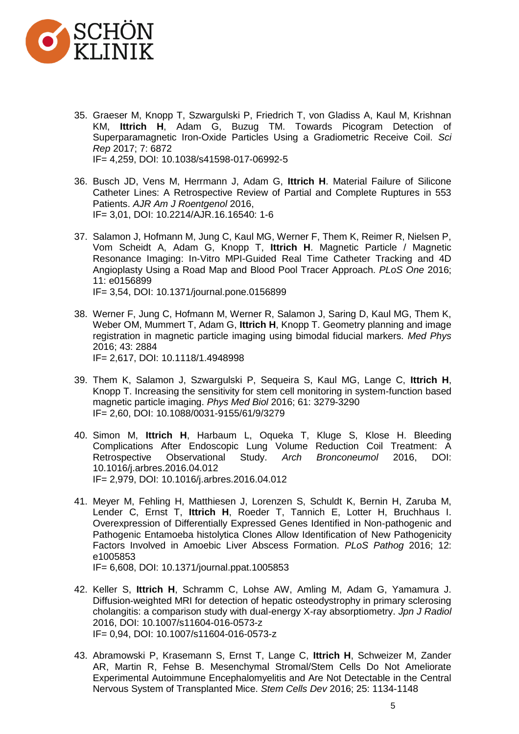35. Graeser M, Knopp T, Szwargulski P, Friedrich T, von Gladiss A, Kaul M, Krishnan KM, **Ittrich H**, Adam G, Buzug TM. Towards Picogram Detection of Superparamagnetic Iron-Oxide Particles Using a Gradiometric Receive Coil. *Sci Rep* 2017; 7: 6872
    IF= 4,259, DOI: 10.1038/s41598-017-06992-5

36. Busch JD, Vens M, Herrmann J, Adam G, **Ittrich H**. Material Failure of Silicone Catheter Lines: A Retrospective Review of Partial and Complete Ruptures in 553 Patients. *AJR Am J Roentgenol* 2016,
    IF= 3,01, DOI: 10.2214/AJR.16.16540: 1-6

37. Salamon J, Hofmann M, Jung C, Kaul MG, Werner F, Them K, Reimer R, Nielsen P, Vom Scheidt A, Adam G, Knopp T, **Ittrich H**. Magnetic Particle / Magnetic Resonance Imaging: In-Vitro MPI-Guided Real Time Catheter Tracking and 4D Angioplasty Using a Road Map and Blood Pool Tracer Approach. *PLoS One* 2016; 11: e0156899
    IF= 3,54, DOI: 10.1371/journal.pone.0156899

38. Werner F, Jung C, Hofmann M, Werner R, Salamon J, Saring D, Kaul MG, Them K, Weber OM, Mummert T, Adam G, **Ittrich H**, Knopp T. Geometry planning and image registration in magnetic particle imaging using bimodal fiducial markers. *Med Phys* 2016; 43: 2884
    IF= 2,617, DOI: 10.1118/1.4948998

39. Them K, Salamon J, Szwargulski P, Sequeira S, Kaul MG, Lange C, **Ittrich H**, Knopp T. Increasing the sensitivity for stem cell monitoring in system-function based magnetic particle imaging. *Phys Med Biol* 2016; 61: 3279-3290
    IF= 2,60, DOI: 10.1088/0031-9155/61/9/3279

40. Simon M, **Ittrich H**, Harbaum L, Oqueka T, Kluge S, Klose H. Bleeding Complications After Endoscopic Lung Volume Reduction Coil Treatment: A Retrospective Observational Study. *Arch Bronconeumol* 2016, DOI: 10.1016/j.arbres.2016.04.012
    IF= 2,979, DOI: 10.1016/j.arbres.2016.04.012

41. Meyer M, Fehling H, Matthiesen J, Lorenzen S, Schuldt K, Bernin H, Zaruba M, Lender C, Ernst T, **Ittrich H**, Roeder T, Tannich E, Lotter H, Bruchhaus I. Overexpression of Differentially Expressed Genes Identified in Non-pathogenic and Pathogenic Entamoeba histolytica Clones Allow Identification of New Pathogenicity Factors Involved in Amoebic Liver Abscess Formation. *PLoS Pathog* 2016; 12: e1005853
    IF= 6,608, DOI: 10.1371/journal.ppat.1005853

42. Keller S, **Ittrich H**, Schramm C, Lohse AW, Amling M, Adam G, Yamamura J. Diffusion-weighted MRI for detection of hepatic osteodystrophy in primary sclerosing cholangitis: a comparison study with dual-energy X-ray absorptiometry. *Jpn J Radiol* 2016, DOI: 10.1007/s11604-016-0573-z
    IF= 0,94, DOI: 10.1007/s11604-016-0573-z

43. Abramowski P, Krasemann S, Ernst T, Lange C, **Ittrich H**, Schweizer M, Zander AR, Martin R, Fehse B. Mesenchymal Stromal/Stem Cells Do Not Ameliorate Experimental Autoimmune Encephalomyelitis and Are Not Detectable in the Central Nervous System of Transplanted Mice. *Stem Cells Dev* 2016; 25: 1134-1148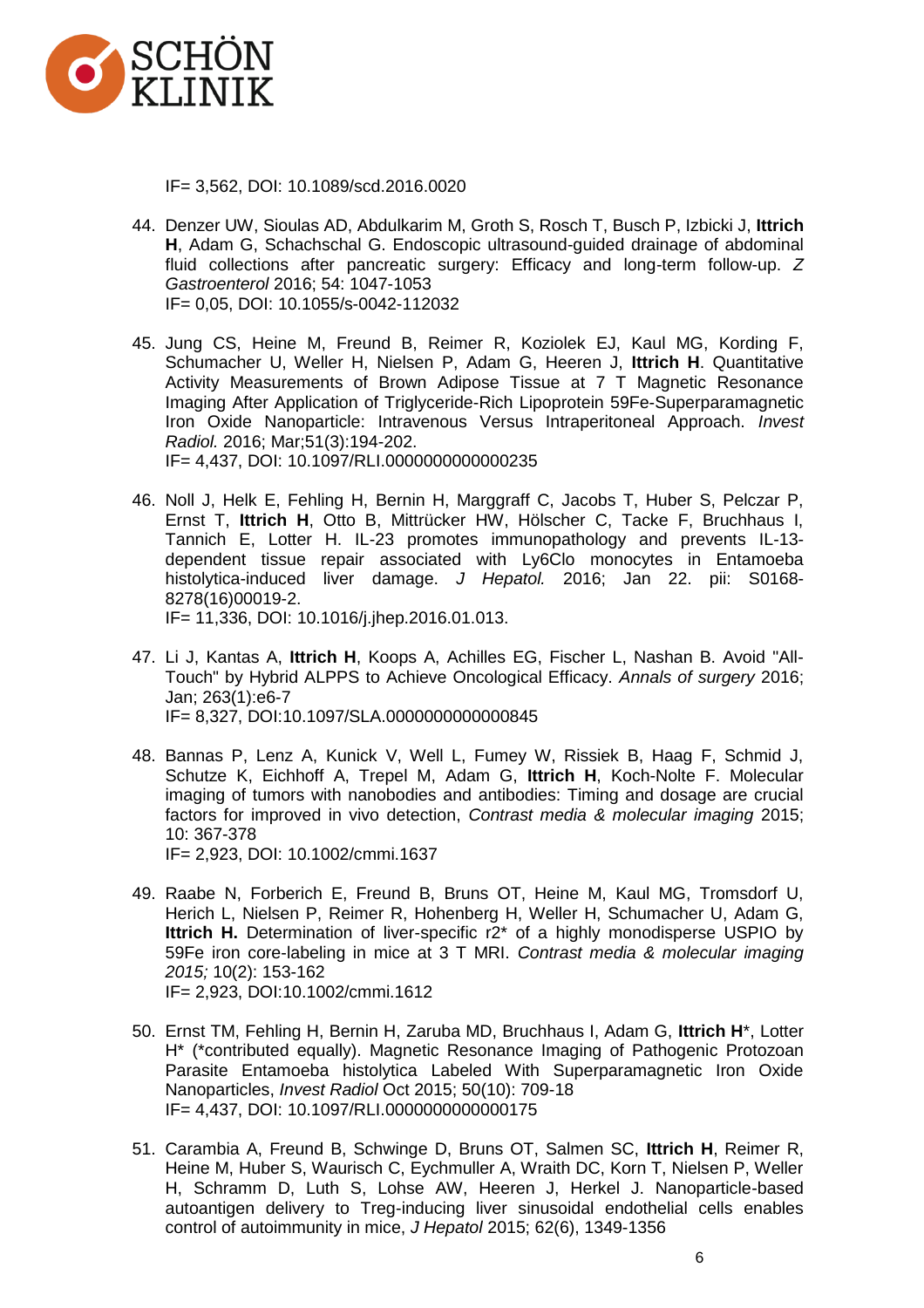IF= 3,562, DOI: 10.1089/scd.2016.0020

44. Denzer UW, Sioulas AD, Abdulkarim M, Groth S, Rosch T, Busch P, Izbicki J, **Ittrich H**, Adam G, Schachschal G. Endoscopic ultrasound-guided drainage of abdominal fluid collections after pancreatic surgery: Efficacy and long-term follow-up. *Z Gastroenterol* 2016; 54: 1047-1053
IF= 0,05, DOI: 10.1055/s-0042-112032

45. Jung CS, Heine M, Freund B, Reimer R, Koziolek EJ, Kaul MG, Kording F, Schumacher U, Weller H, Nielsen P, Adam G, Heeren J, **Ittrich H**. Quantitative Activity Measurements of Brown Adipose Tissue at 7 T Magnetic Resonance Imaging After Application of Triglyceride-Rich Lipoprotein 59Fe-Superparamagnetic Iron Oxide Nanoparticle: Intravenous Versus Intraperitoneal Approach. *Invest Radiol.* 2016; Mar;51(3):194-202.
IF= 4,437, DOI: 10.1097/RLI.0000000000000235

46. Noll J, Helk E, Fehling H, Bernin H, Marggraff C, Jacobs T, Huber S, Pelczar P, Ernst T, **Ittrich H**, Otto B, Mittrücker HW, Hölscher C, Tacke F, Bruchhaus I, Tannich E, Lotter H. IL-23 promotes immunopathology and prevents IL-13-dependent tissue repair associated with Ly6Clo monocytes in Entamoeba histolytica-induced liver damage. *J Hepatol.* 2016; Jan 22. pii: S0168-8278(16)00019-2.
IF= 11,336, DOI: 10.1016/j.jhep.2016.01.013.

47. Li J, Kantas A, **Ittrich H**, Koops A, Achilles EG, Fischer L, Nashan B. Avoid "All-Touch" by Hybrid ALPPS to Achieve Oncological Efficacy. *Annals of surgery* 2016; Jan; 263(1):e6-7
IF= 8,327, DOI:10.1097/SLA.0000000000000845

48. Bannas P, Lenz A, Kunick V, Well L, Fumey W, Rissiek B, Haag F, Schmid J, Schutze K, Eichhoff A, Trepel M, Adam G, **Ittrich H**, Koch-Nolte F. Molecular imaging of tumors with nanobodies and antibodies: Timing and dosage are crucial factors for improved in vivo detection, *Contrast media & molecular imaging* 2015; 10: 367-378
IF= 2,923, DOI: 10.1002/cmmi.1637

49. Raabe N, Forberich E, Freund B, Bruns OT, Heine M, Kaul MG, Tromsdorf U, Herich L, Nielsen P, Reimer R, Hohenberg H, Weller H, Schumacher U, Adam G, **Ittrich H.** Determination of liver-specific r2* of a highly monodisperse USPIO by 59Fe iron core-labeling in mice at 3 T MRI. *Contrast media & molecular imaging 2015;* 10(2): 153-162
IF= 2,923, DOI:10.1002/cmmi.1612

50. Ernst TM, Fehling H, Bernin H, Zaruba MD, Bruchhaus I, Adam G, **Ittrich H***, Lotter H* (*contributed equally). Magnetic Resonance Imaging of Pathogenic Protozoan Parasite Entamoeba histolytica Labeled With Superparamagnetic Iron Oxide Nanoparticles, *Invest Radiol* Oct 2015; 50(10): 709-18
IF= 4,437, DOI: 10.1097/RLI.0000000000000175

51. Carambia A, Freund B, Schwinge D, Bruns OT, Salmen SC, **Ittrich H**, Reimer R, Heine M, Huber S, Waurisch C, Eychmuller A, Wraith DC, Korn T, Nielsen P, Weller H, Schramm D, Luth S, Lohse AW, Heeren J, Herkel J. Nanoparticle-based autoantigen delivery to Treg-inducing liver sinusoidal endothelial cells enables control of autoimmunity in mice, *J Hepatol* 2015; 62(6), 1349-1356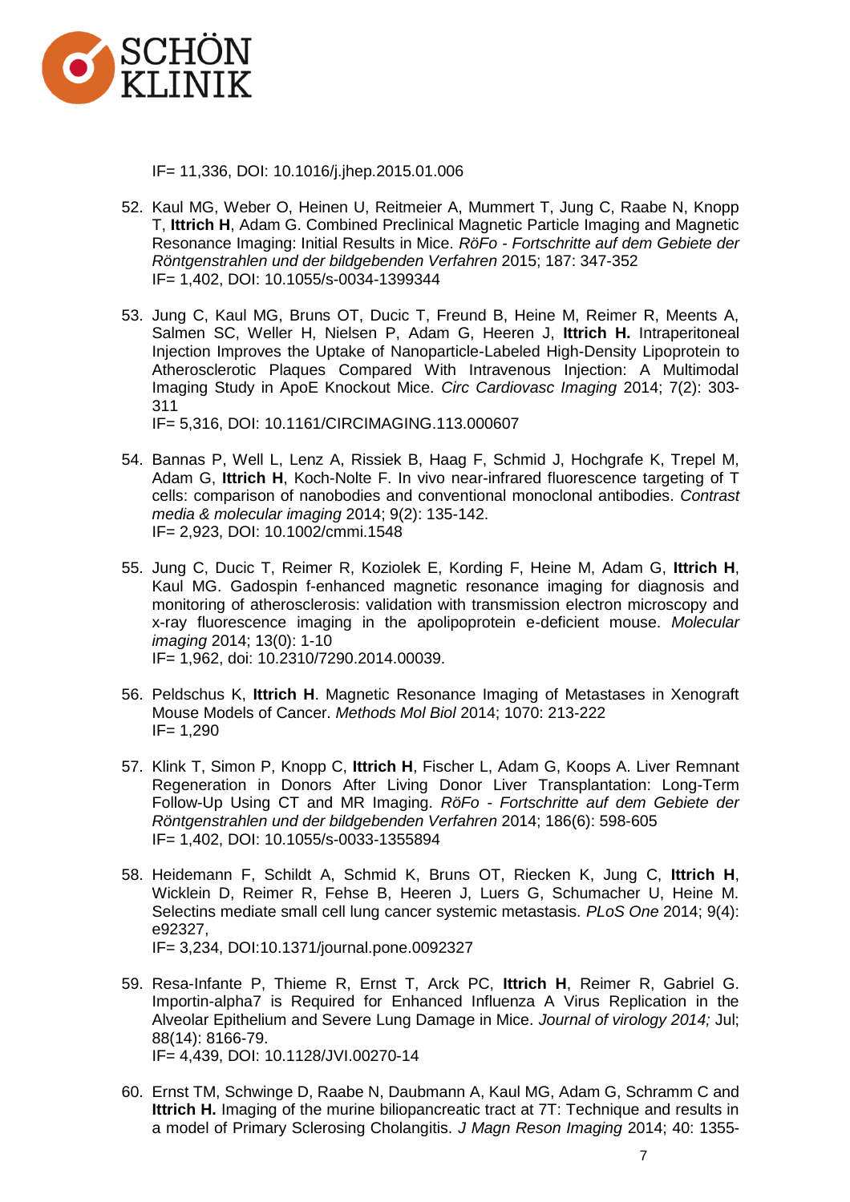IF= 11,336, DOI: 10.1016/j.jhep.2015.01.006

52. Kaul MG, Weber O, Heinen U, Reitmeier A, Mummert T, Jung C, Raabe N, Knopp T, **Ittrich H**, Adam G. Combined Preclinical Magnetic Particle Imaging and Magnetic Resonance Imaging: Initial Results in Mice. *RöFo - Fortschritte auf dem Gebiete der Röntgenstrahlen und der bildgebenden Verfahren* 2015; 187: 347-352
IF= 1,402, DOI: 10.1055/s-0034-1399344

53. Jung C, Kaul MG, Bruns OT, Ducic T, Freund B, Heine M, Reimer R, Meents A, Salmen SC, Weller H, Nielsen P, Adam G, Heeren J, **Ittrich H.** Intraperitoneal Injection Improves the Uptake of Nanoparticle-Labeled High-Density Lipoprotein to Atherosclerotic Plaques Compared With Intravenous Injection: A Multimodal Imaging Study in ApoE Knockout Mice. *Circ Cardiovasc Imaging* 2014; 7(2): 303-311
IF= 5,316, DOI: 10.1161/CIRCIMAGING.113.000607

54. Bannas P, Well L, Lenz A, Rissiek B, Haag F, Schmid J, Hochgrafe K, Trepel M, Adam G, **Ittrich H**, Koch-Nolte F. In vivo near-infrared fluorescence targeting of T cells: comparison of nanobodies and conventional monoclonal antibodies. *Contrast media & molecular imaging* 2014; 9(2): 135-142.
IF= 2,923, DOI: 10.1002/cmmi.1548

55. Jung C, Ducic T, Reimer R, Koziolek E, Kording F, Heine M, Adam G, **Ittrich H**, Kaul MG. Gadospin f-enhanced magnetic resonance imaging for diagnosis and monitoring of atherosclerosis: validation with transmission electron microscopy and x-ray fluorescence imaging in the apolipoprotein e-deficient mouse. *Molecular imaging* 2014; 13(0): 1-10
IF= 1,962, doi: 10.2310/7290.2014.00039.

56. Peldschus K, **Ittrich H**. Magnetic Resonance Imaging of Metastases in Xenograft Mouse Models of Cancer. *Methods Mol Biol* 2014; 1070: 213-222
IF= 1,290

57. Klink T, Simon P, Knopp C, **Ittrich H**, Fischer L, Adam G, Koops A. Liver Remnant Regeneration in Donors After Living Donor Liver Transplantation: Long-Term Follow-Up Using CT and MR Imaging. *RöFo - Fortschritte auf dem Gebiete der Röntgenstrahlen und der bildgebenden Verfahren* 2014; 186(6): 598-605
IF= 1,402, DOI: 10.1055/s-0033-1355894

58. Heidemann F, Schildt A, Schmid K, Bruns OT, Riecken K, Jung C, **Ittrich H**, Wicklein D, Reimer R, Fehse B, Heeren J, Luers G, Schumacher U, Heine M. Selectins mediate small cell lung cancer systemic metastasis. *PLoS One* 2014; 9(4): e92327,
IF= 3,234, DOI:10.1371/journal.pone.0092327

59. Resa-Infante P, Thieme R, Ernst T, Arck PC, **Ittrich H**, Reimer R, Gabriel G. Importin-alpha7 is Required for Enhanced Influenza A Virus Replication in the Alveolar Epithelium and Severe Lung Damage in Mice. *Journal of virology 2014;* Jul; 88(14): 8166-79.
IF= 4,439, DOI: 10.1128/JVI.00270-14

60. Ernst TM, Schwinge D, Raabe N, Daubmann A, Kaul MG, Adam G, Schramm C and **Ittrich H.** Imaging of the murine biliopancreatic tract at 7T: Technique and results in a model of Primary Sclerosing Cholangitis. *J Magn Reson Imaging* 2014; 40: 1355-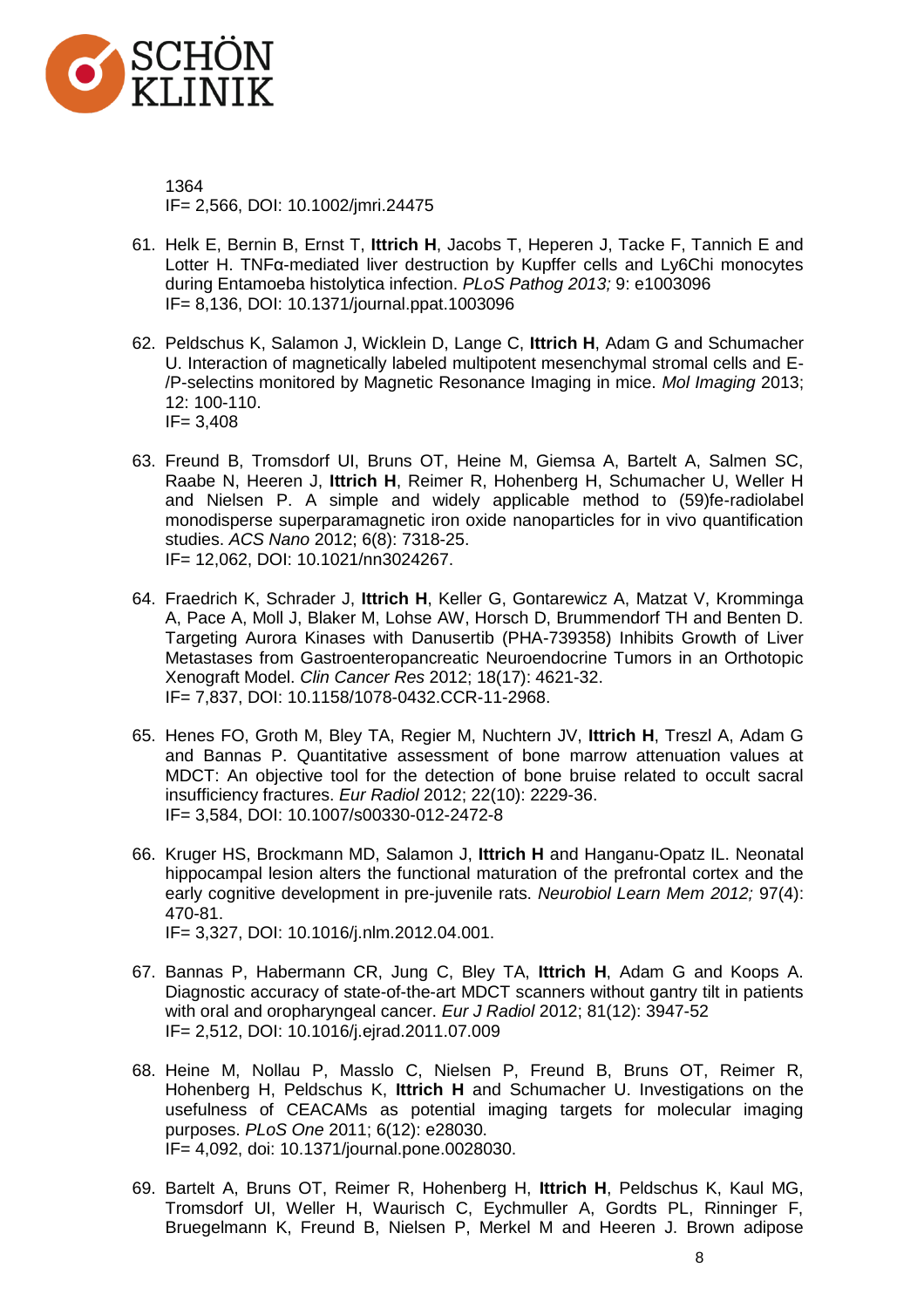1364
IF= 2,566, DOI: 10.1002/jmri.24475

61. Helk E, Bernin B, Ernst T, **Ittrich H**, Jacobs T, Heperen J, Tacke F, Tannich E and Lotter H. TNFα-mediated liver destruction by Kupffer cells and Ly6Chi monocytes during Entamoeba histolytica infection. *PLoS Pathog 2013;* 9: e1003096
IF= 8,136, DOI: 10.1371/journal.ppat.1003096

62. Peldschus K, Salamon J, Wicklein D, Lange C, **Ittrich H**, Adam G and Schumacher U. Interaction of magnetically labeled multipotent mesenchymal stromal cells and E-/P-selectins monitored by Magnetic Resonance Imaging in mice. *Mol Imaging* 2013; 12: 100-110.
IF= 3,408

63. Freund B, Tromsdorf UI, Bruns OT, Heine M, Giemsa A, Bartelt A, Salmen SC, Raabe N, Heeren J, **Ittrich H**, Reimer R, Hohenberg H, Schumacher U, Weller H and Nielsen P. A simple and widely applicable method to (59)fe-radiolabel monodisperse superparamagnetic iron oxide nanoparticles for in vivo quantification studies. *ACS Nano* 2012; 6(8): 7318-25.
IF= 12,062, DOI: 10.1021/nn3024267.

64. Fraedrich K, Schrader J, **Ittrich H**, Keller G, Gontarewicz A, Matzat V, Kromminga A, Pace A, Moll J, Blaker M, Lohse AW, Horsch D, Brummendorf TH and Benten D. Targeting Aurora Kinases with Danusertib (PHA-739358) Inhibits Growth of Liver Metastases from Gastroenteropancreatic Neuroendocrine Tumors in an Orthotopic Xenograft Model. *Clin Cancer Res* 2012; 18(17): 4621-32.
IF= 7,837, DOI: 10.1158/1078-0432.CCR-11-2968.

65. Henes FO, Groth M, Bley TA, Regier M, Nuchtern JV, **Ittrich H**, Treszl A, Adam G and Bannas P. Quantitative assessment of bone marrow attenuation values at MDCT: An objective tool for the detection of bone bruise related to occult sacral insufficiency fractures. *Eur Radiol* 2012; 22(10): 2229-36.
IF= 3,584, DOI: 10.1007/s00330-012-2472-8

66. Kruger HS, Brockmann MD, Salamon J, **Ittrich H** and Hanganu-Opatz IL. Neonatal hippocampal lesion alters the functional maturation of the prefrontal cortex and the early cognitive development in pre-juvenile rats. *Neurobiol Learn Mem 2012;* 97(4): 470-81.
IF= 3,327, DOI: 10.1016/j.nlm.2012.04.001.

67. Bannas P, Habermann CR, Jung C, Bley TA, **Ittrich H**, Adam G and Koops A. Diagnostic accuracy of state-of-the-art MDCT scanners without gantry tilt in patients with oral and oropharyngeal cancer. *Eur J Radiol* 2012; 81(12): 3947-52
IF= 2,512, DOI: 10.1016/j.ejrad.2011.07.009

68. Heine M, Nollau P, Masslo C, Nielsen P, Freund B, Bruns OT, Reimer R, Hohenberg H, Peldschus K, **Ittrich H** and Schumacher U. Investigations on the usefulness of CEACAMs as potential imaging targets for molecular imaging purposes. *PLoS One* 2011; 6(12): e28030.
IF= 4,092, doi: 10.1371/journal.pone.0028030.

69. Bartelt A, Bruns OT, Reimer R, Hohenberg H, **Ittrich H**, Peldschus K, Kaul MG, Tromsdorf UI, Weller H, Waurisch C, Eychmuller A, Gordts PL, Rinninger F, Bruegelmann K, Freund B, Nielsen P, Merkel M and Heeren J. Brown adipose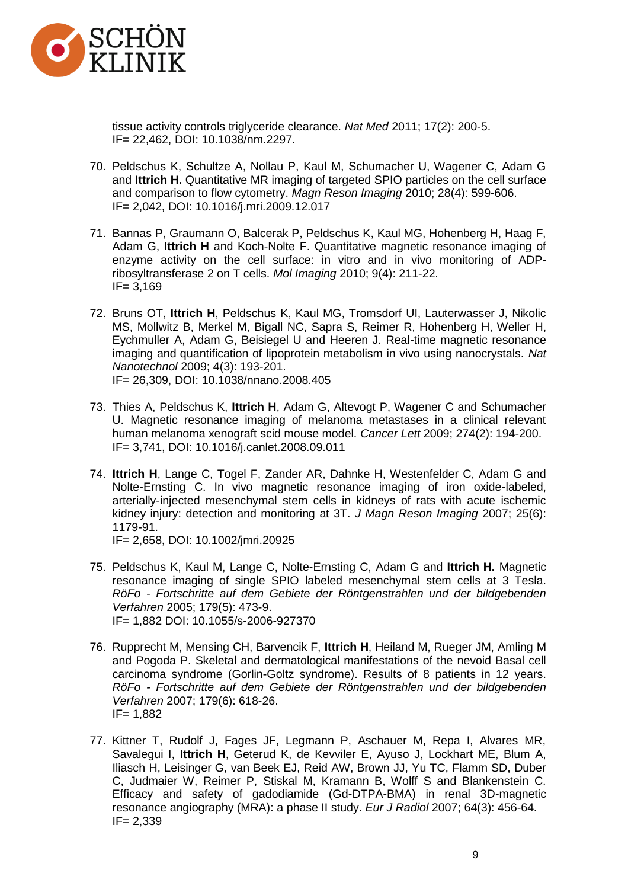tissue activity controls triglyceride clearance. *Nat Med* 2011; 17(2): 200-5.
IF= 22,462, DOI: 10.1038/nm.2297.

70. Peldschus K, Schultze A, Nollau P, Kaul M, Schumacher U, Wagener C, Adam G and **Ittrich H.** Quantitative MR imaging of targeted SPIO particles on the cell surface and comparison to flow cytometry. *Magn Reson Imaging* 2010; 28(4): 599-606.
IF= 2,042, DOI: 10.1016/j.mri.2009.12.017

71. Bannas P, Graumann O, Balcerak P, Peldschus K, Kaul MG, Hohenberg H, Haag F, Adam G, **Ittrich H** and Koch-Nolte F. Quantitative magnetic resonance imaging of enzyme activity on the cell surface: in vitro and in vivo monitoring of ADP-ribosyltransferase 2 on T cells. *Mol Imaging* 2010; 9(4): 211-22.
IF= 3,169

72. Bruns OT, **Ittrich H**, Peldschus K, Kaul MG, Tromsdorf UI, Lauterwasser J, Nikolic MS, Mollwitz B, Merkel M, Bigall NC, Sapra S, Reimer R, Hohenberg H, Weller H, Eychmuller A, Adam G, Beisiegel U and Heeren J. Real-time magnetic resonance imaging and quantification of lipoprotein metabolism in vivo using nanocrystals. *Nat Nanotechnol* 2009; 4(3): 193-201.
IF= 26,309, DOI: 10.1038/nnano.2008.405

73. Thies A, Peldschus K, **Ittrich H**, Adam G, Altevogt P, Wagener C and Schumacher U. Magnetic resonance imaging of melanoma metastases in a clinical relevant human melanoma xenograft scid mouse model. *Cancer Lett* 2009; 274(2): 194-200.
IF= 3,741, DOI: 10.1016/j.canlet.2008.09.011

74. **Ittrich H**, Lange C, Togel F, Zander AR, Dahnke H, Westenfelder C, Adam G and Nolte-Ernsting C. In vivo magnetic resonance imaging of iron oxide-labeled, arterially-injected mesenchymal stem cells in kidneys of rats with acute ischemic kidney injury: detection and monitoring at 3T. *J Magn Reson Imaging* 2007; 25(6): 1179-91.
IF= 2,658, DOI: 10.1002/jmri.20925

75. Peldschus K, Kaul M, Lange C, Nolte-Ernsting C, Adam G and **Ittrich H.** Magnetic resonance imaging of single SPIO labeled mesenchymal stem cells at 3 Tesla. *RöFo - Fortschritte auf dem Gebiete der Röntgenstrahlen und der bildgebenden Verfahren* 2005; 179(5): 473-9.
IF= 1,882 DOI: 10.1055/s-2006-927370

76. Rupprecht M, Mensing CH, Barvencik F, **Ittrich H**, Heiland M, Rueger JM, Amling M and Pogoda P. Skeletal and dermatological manifestations of the nevoid Basal cell carcinoma syndrome (Gorlin-Goltz syndrome). Results of 8 patients in 12 years. *RöFo - Fortschritte auf dem Gebiete der Röntgenstrahlen und der bildgebenden Verfahren* 2007; 179(6): 618-26.
IF= 1,882

77. Kittner T, Rudolf J, Fages JF, Legmann P, Aschauer M, Repa I, Alvares MR, Savalegui I, **Ittrich H**, Geterud K, de Kevviler E, Ayuso J, Lockhart ME, Blum A, Iliasch H, Leisinger G, van Beek EJ, Reid AW, Brown JJ, Yu TC, Flamm SD, Duber C, Judmaier W, Reimer P, Stiskal M, Kramann B, Wolff S and Blankenstein C. Efficacy and safety of gadodiamide (Gd-DTPA-BMA) in renal 3D-magnetic resonance angiography (MRA): a phase II study. *Eur J Radiol* 2007; 64(3): 456-64.
IF= 2,339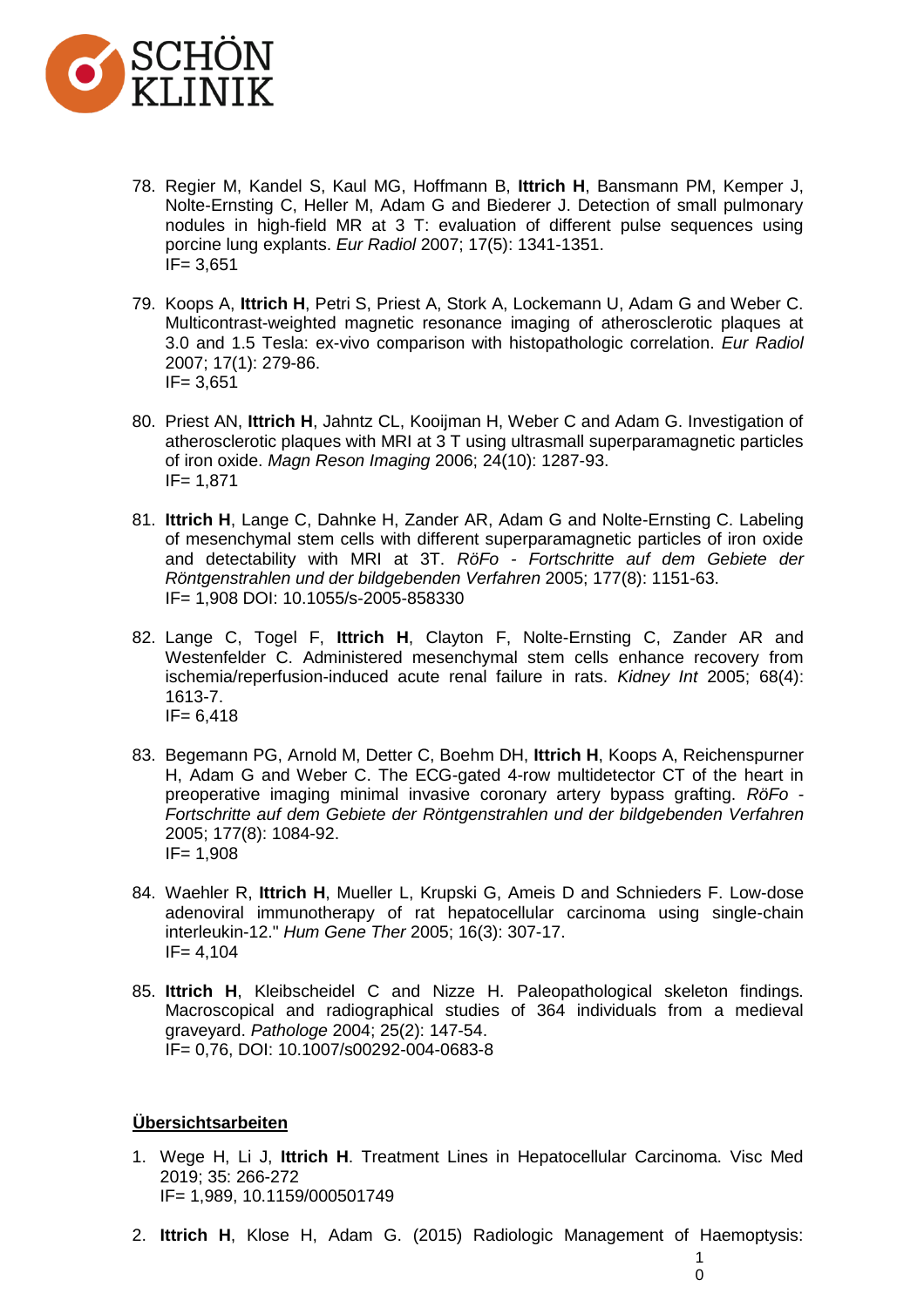78. Regier M, Kandel S, Kaul MG, Hoffmann B, **Ittrich H**, Bansmann PM, Kemper J, Nolte-Ernsting C, Heller M, Adam G and Biederer J. Detection of small pulmonary nodules in high-field MR at 3 T: evaluation of different pulse sequences using porcine lung explants. *Eur Radiol* 2007; 17(5): 1341-1351.
    IF= 3,651

79. Koops A, **Ittrich H**, Petri S, Priest A, Stork A, Lockemann U, Adam G and Weber C. Multicontrast-weighted magnetic resonance imaging of atherosclerotic plaques at 3.0 and 1.5 Tesla: ex-vivo comparison with histopathologic correlation. *Eur Radiol* 2007; 17(1): 279-86.
    IF= 3,651

80. Priest AN, **Ittrich H**, Jahntz CL, Kooijman H, Weber C and Adam G. Investigation of atherosclerotic plaques with MRI at 3 T using ultrasmall superparamagnetic particles of iron oxide. *Magn Reson Imaging* 2006; 24(10): 1287-93.
    IF= 1,871

81. **Ittrich H**, Lange C, Dahnke H, Zander AR, Adam G and Nolte-Ernsting C. Labeling of mesenchymal stem cells with different superparamagnetic particles of iron oxide and detectability with MRI at 3T. *RöFo - Fortschritte auf dem Gebiete der Röntgenstrahlen und der bildgebenden Verfahren* 2005; 177(8): 1151-63.
    IF= 1,908 DOI: 10.1055/s-2005-858330

82. Lange C, Togel F, **Ittrich H**, Clayton F, Nolte-Ernsting C, Zander AR and Westenfelder C. Administered mesenchymal stem cells enhance recovery from ischemia/reperfusion-induced acute renal failure in rats. *Kidney Int* 2005; 68(4): 1613-7.
    IF= 6,418

83. Begemann PG, Arnold M, Detter C, Boehm DH, **Ittrich H**, Koops A, Reichenspurner H, Adam G and Weber C. The ECG-gated 4-row multidetector CT of the heart in preoperative imaging minimal invasive coronary artery bypass grafting. *RöFo - Fortschritte auf dem Gebiete der Röntgenstrahlen und der bildgebenden Verfahren* 2005; 177(8): 1084-92.
    IF= 1,908

84. Waehler R, **Ittrich H**, Mueller L, Krupski G, Ameis D and Schnieders F. Low-dose adenoviral immunotherapy of rat hepatocellular carcinoma using single-chain interleukin-12." *Hum Gene Ther* 2005; 16(3): 307-17.
    IF= 4,104

85. **Ittrich H**, Kleibscheidel C and Nizze H. Paleopathological skeleton findings. Macroscopical and radiographical studies of 364 individuals from a medieval graveyard. *Pathologe* 2004; 25(2): 147-54.
    IF= 0,76, DOI: 10.1007/s00292-004-0683-8

**Übersichtsarbeiten**

1. Wege H, Li J, **Ittrich H**. Treatment Lines in Hepatocellular Carcinoma. Visc Med 2019; 35: 266-272
   IF= 1,989, 10.1159/000501749

2. **Ittrich H**, Klose H, Adam G. (2015) Radiologic Management of Haemoptysis: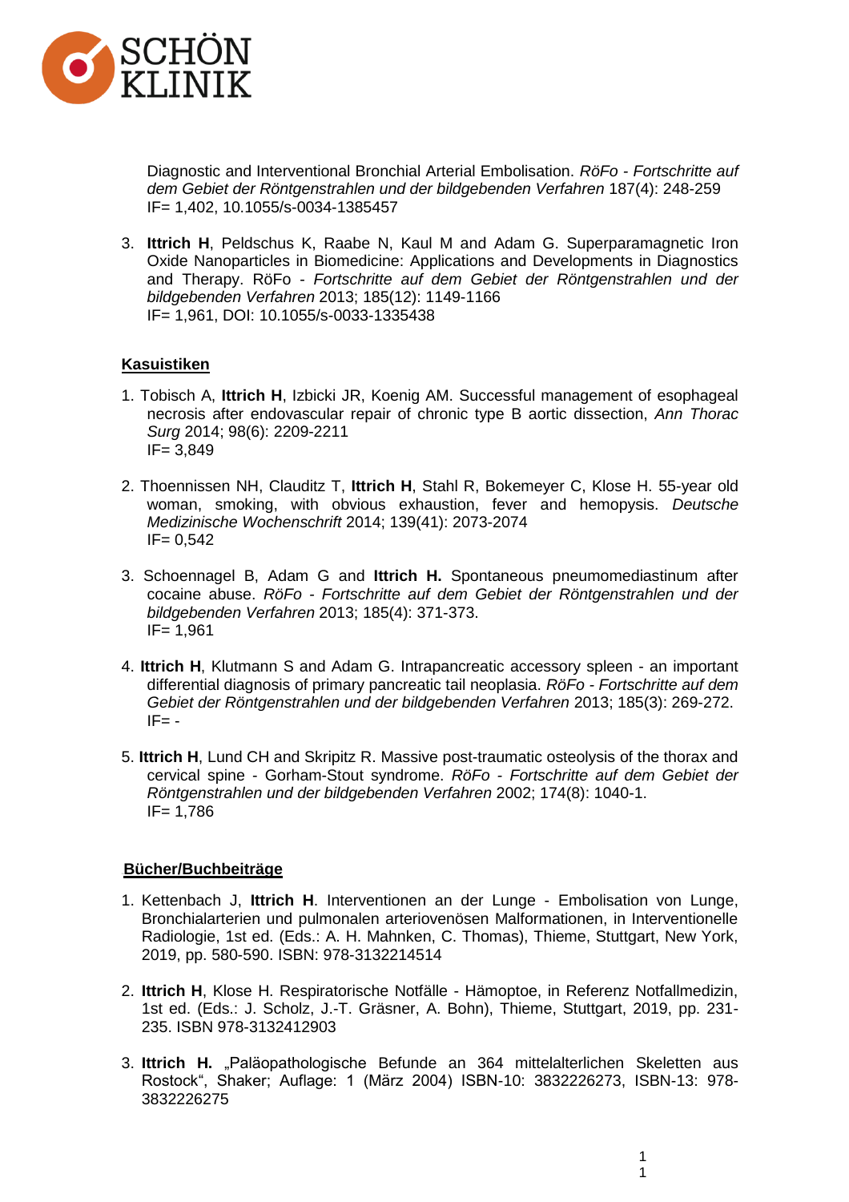Diagnostic and Interventional Bronchial Arterial Embolisation. *RöFo - Fortschritte auf dem Gebiet der Röntgenstrahlen und der bildgebenden Verfahren* 187(4): 248-259
IF= 1,402, 10.1055/s-0034-1385457

3. **Ittrich H**, Peldschus K, Raabe N, Kaul M and Adam G. Superparamagnetic Iron Oxide Nanoparticles in Biomedicine: Applications and Developments in Diagnostics and Therapy. RöFo - *Fortschritte auf dem Gebiet der Röntgenstrahlen und der bildgebenden Verfahren* 2013; 185(12): 1149-1166
IF= 1,961, DOI: 10.1055/s-0033-1335438

**Kasuistiken**

1. Tobisch A, **Ittrich H**, Izbicki JR, Koenig AM. Successful management of esophageal necrosis after endovascular repair of chronic type B aortic dissection, *Ann Thorac Surg* 2014; 98(6): 2209-2211
IF= 3,849

2. Thoennissen NH, Clauditz T, **Ittrich H**, Stahl R, Bokemeyer C, Klose H. 55-year old woman, smoking, with obvious exhaustion, fever and hemopysis. *Deutsche Medizinische Wochenschrift* 2014; 139(41): 2073-2074
IF= 0,542

3. Schoennagel B, Adam G and **Ittrich H.** Spontaneous pneumomediastinum after cocaine abuse. *RöFo - Fortschritte auf dem Gebiet der Röntgenstrahlen und der bildgebenden Verfahren* 2013; 185(4): 371-373.
IF= 1,961

4. **Ittrich H**, Klutmann S and Adam G. Intrapancreatic accessory spleen - an important differential diagnosis of primary pancreatic tail neoplasia. *RöFo - Fortschritte auf dem Gebiet der Röntgenstrahlen und der bildgebenden Verfahren* 2013; 185(3): 269-272.
IF= -

5. **Ittrich H**, Lund CH and Skripitz R. Massive post-traumatic osteolysis of the thorax and cervical spine - Gorham-Stout syndrome. *RöFo - Fortschritte auf dem Gebiet der Röntgenstrahlen und der bildgebenden Verfahren* 2002; 174(8): 1040-1.
IF= 1,786

**Bücher/Buchbeiträge**

1. Kettenbach J, **Ittrich H**. Interventionen an der Lunge - Embolisation von Lunge, Bronchialarterien und pulmonalen arteriovenösen Malformationen, in Interventionelle Radiologie, 1st ed. (Eds.: A. H. Mahnken, C. Thomas), Thieme, Stuttgart, New York, 2019, pp. 580-590. ISBN: 978-3132214514

2. **Ittrich H**, Klose H. Respiratorische Notfälle - Hämoptoe, in Referenz Notfallmedizin, 1st ed. (Eds.: J. Scholz, J.-T. Gräsner, A. Bohn), Thieme, Stuttgart, 2019, pp. 231-235. ISBN 978-3132412903

3. **Ittrich H.** „Paläopathologische Befunde an 364 mittelalterlichen Skeletten aus Rostock", Shaker; Auflage: 1 (März 2004) ISBN-10: 3832226273, ISBN-13: 978-3832226275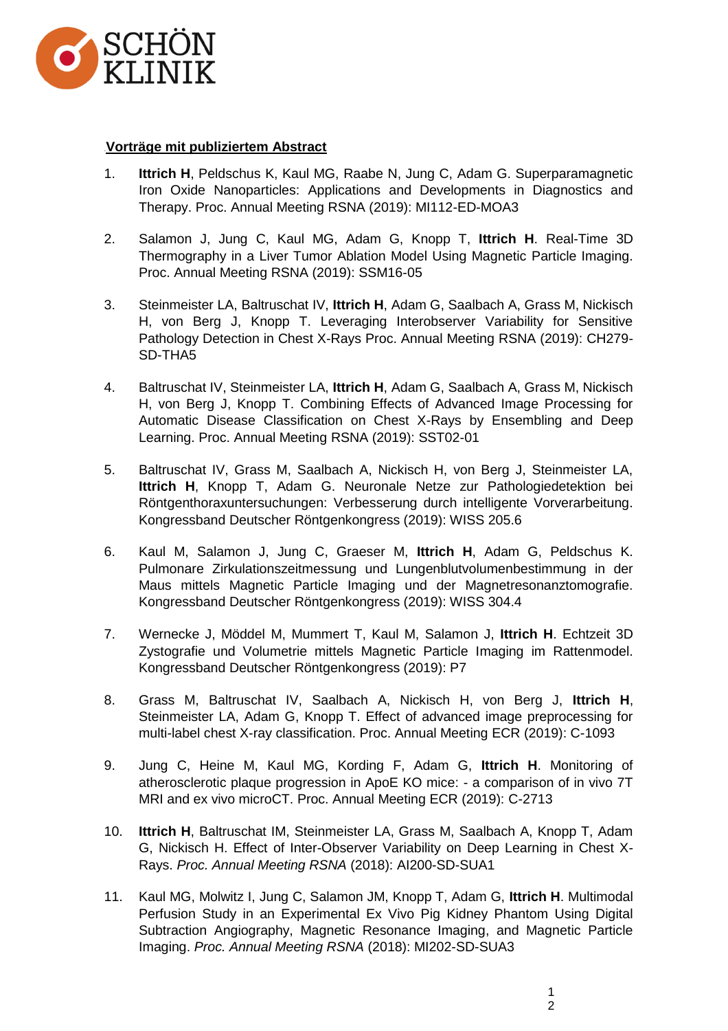**Vorträge mit publiziertem Abstract**

1. **Ittrich H**, Peldschus K, Kaul MG, Raabe N, Jung C, Adam G. Superparamagnetic Iron Oxide Nanoparticles: Applications and Developments in Diagnostics and Therapy. Proc. Annual Meeting RSNA (2019): MI112-ED-MOA3

2. Salamon J, Jung C, Kaul MG, Adam G, Knopp T, **Ittrich H**. Real-Time 3D Thermography in a Liver Tumor Ablation Model Using Magnetic Particle Imaging. Proc. Annual Meeting RSNA (2019): SSM16-05

3. Steinmeister LA, Baltruschat IV, **Ittrich H**, Adam G, Saalbach A, Grass M, Nickisch H, von Berg J, Knopp T. Leveraging Interobserver Variability for Sensitive Pathology Detection in Chest X-Rays Proc. Annual Meeting RSNA (2019): CH279-SD-THA5

4. Baltruschat IV, Steinmeister LA, **Ittrich H**, Adam G, Saalbach A, Grass M, Nickisch H, von Berg J, Knopp T. Combining Effects of Advanced Image Processing for Automatic Disease Classification on Chest X-Rays by Ensembling and Deep Learning. Proc. Annual Meeting RSNA (2019): SST02-01

5. Baltruschat IV, Grass M, Saalbach A, Nickisch H, von Berg J, Steinmeister LA, **Ittrich H**, Knopp T, Adam G. Neuronale Netze zur Pathologiedetektion bei Röntgenthoraxuntersuchungen: Verbesserung durch intelligente Vorverarbeitung. Kongressband Deutscher Röntgenkongress (2019): WISS 205.6

6. Kaul M, Salamon J, Jung C, Graeser M, **Ittrich H**, Adam G, Peldschus K. Pulmonare Zirkulationszeitmessung und Lungenblutvolumenbestimmung in der Maus mittels Magnetic Particle Imaging und der Magnetresonanztomografie. Kongressband Deutscher Röntgenkongress (2019): WISS 304.4

7. Wernecke J, Möddel M, Mummert T, Kaul M, Salamon J, **Ittrich H**. Echtzeit 3D Zystografie und Volumetrie mittels Magnetic Particle Imaging im Rattenmodel. Kongressband Deutscher Röntgenkongress (2019): P7

8. Grass M, Baltruschat IV, Saalbach A, Nickisch H, von Berg J, **Ittrich H**, Steinmeister LA, Adam G, Knopp T. Effect of advanced image preprocessing for multi-label chest X-ray classification. Proc. Annual Meeting ECR (2019): C-1093

9. Jung C, Heine M, Kaul MG, Kording F, Adam G, **Ittrich H**. Monitoring of atherosclerotic plaque progression in ApoE KO mice: - a comparison of in vivo 7T MRI and ex vivo microCT. Proc. Annual Meeting ECR (2019): C-2713

10. **Ittrich H**, Baltruschat IM, Steinmeister LA, Grass M, Saalbach A, Knopp T, Adam G, Nickisch H. Effect of Inter-Observer Variability on Deep Learning in Chest X-Rays. *Proc. Annual Meeting RSNA* (2018): AI200-SD-SUA1

11. Kaul MG, Molwitz I, Jung C, Salamon JM, Knopp T, Adam G, **Ittrich H**. Multimodal Perfusion Study in an Experimental Ex Vivo Pig Kidney Phantom Using Digital Subtraction Angiography, Magnetic Resonance Imaging, and Magnetic Particle Imaging. *Proc. Annual Meeting RSNA* (2018): MI202-SD-SUA3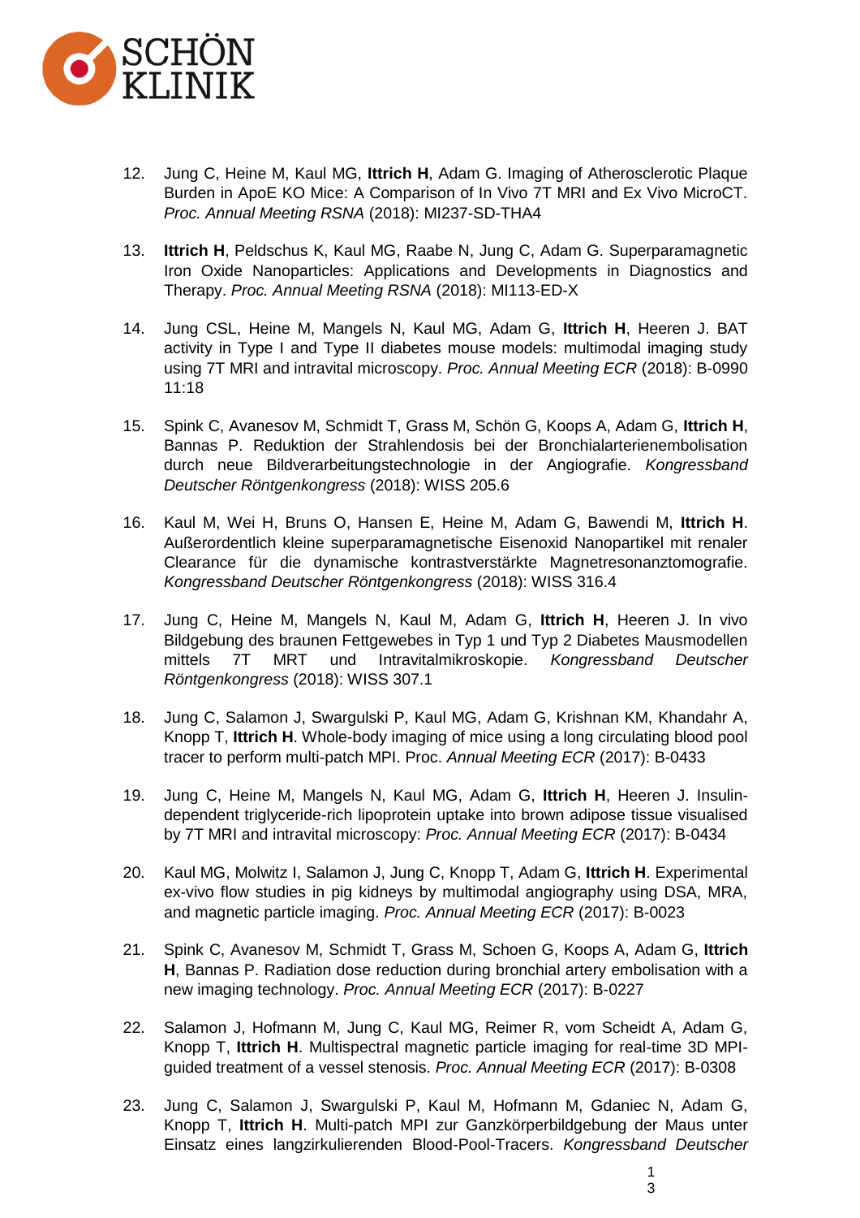12. Jung C, Heine M, Kaul MG, **Ittrich H**, Adam G. Imaging of Atherosclerotic Plaque Burden in ApoE KO Mice: A Comparison of In Vivo 7T MRI and Ex Vivo MicroCT. *Proc. Annual Meeting RSNA* (2018): MI237-SD-THA4

13. **Ittrich H**, Peldschus K, Kaul MG, Raabe N, Jung C, Adam G. Superparamagnetic Iron Oxide Nanoparticles: Applications and Developments in Diagnostics and Therapy. *Proc. Annual Meeting RSNA* (2018): MI113-ED-X

14. Jung CSL, Heine M, Mangels N, Kaul MG, Adam G, **Ittrich H**, Heeren J. BAT activity in Type I and Type II diabetes mouse models: multimodal imaging study using 7T MRI and intravital microscopy. *Proc. Annual Meeting ECR* (2018): B-0990 11:18

15. Spink C, Avanesov M, Schmidt T, Grass M, Schön G, Koops A, Adam G, **Ittrich H**, Bannas P. Reduktion der Strahlendosis bei der Bronchialarterienembolisation durch neue Bildverarbeitungstechnologie in der Angiografie. *Kongressband Deutscher Röntgenkongress* (2018): WISS 205.6

16. Kaul M, Wei H, Bruns O, Hansen E, Heine M, Adam G, Bawendi M, **Ittrich H**. Außerordentlich kleine superparamagnetische Eisenoxid Nanopartikel mit renaler Clearance für die dynamische kontrastverstärkte Magnetresonanztomografie. *Kongressband Deutscher Röntgenkongress* (2018): WISS 316.4

17. Jung C, Heine M, Mangels N, Kaul M, Adam G, **Ittrich H**, Heeren J. In vivo Bildgebung des braunen Fettgewebes in Typ 1 und Typ 2 Diabetes Mausmodellen mittels 7T MRT und Intravitalmikroskopie. *Kongressband Deutscher Röntgenkongress* (2018): WISS 307.1

18. Jung C, Salamon J, Swargulski P, Kaul MG, Adam G, Krishnan KM, Khandahr A, Knopp T, **Ittrich H**. Whole-body imaging of mice using a long circulating blood pool tracer to perform multi-patch MPI. Proc. *Annual Meeting ECR* (2017): B-0433

19. Jung C, Heine M, Mangels N, Kaul MG, Adam G, **Ittrich H**, Heeren J. Insulin-dependent triglyceride-rich lipoprotein uptake into brown adipose tissue visualised by 7T MRI and intravital microscopy: *Proc. Annual Meeting ECR* (2017): B-0434

20. Kaul MG, Molwitz I, Salamon J, Jung C, Knopp T, Adam G, **Ittrich H**. Experimental ex-vivo flow studies in pig kidneys by multimodal angiography using DSA, MRA, and magnetic particle imaging. *Proc. Annual Meeting ECR* (2017): B-0023

21. Spink C, Avanesov M, Schmidt T, Grass M, Schoen G, Koops A, Adam G, **Ittrich H**, Bannas P. Radiation dose reduction during bronchial artery embolisation with a new imaging technology. *Proc. Annual Meeting ECR* (2017): B-0227

22. Salamon J, Hofmann M, Jung C, Kaul MG, Reimer R, vom Scheidt A, Adam G, Knopp T, **Ittrich H**. Multispectral magnetic particle imaging for real-time 3D MPI-guided treatment of a vessel stenosis. *Proc. Annual Meeting ECR* (2017): B-0308

23. Jung C, Salamon J, Swargulski P, Kaul M, Hofmann M, Gdaniec N, Adam G, Knopp T, **Ittrich H**. Multi-patch MPI zur Ganzkörperbildgebung der Maus unter Einsatz eines langzirkulierenden Blood-Pool-Tracers. *Kongressband Deutscher*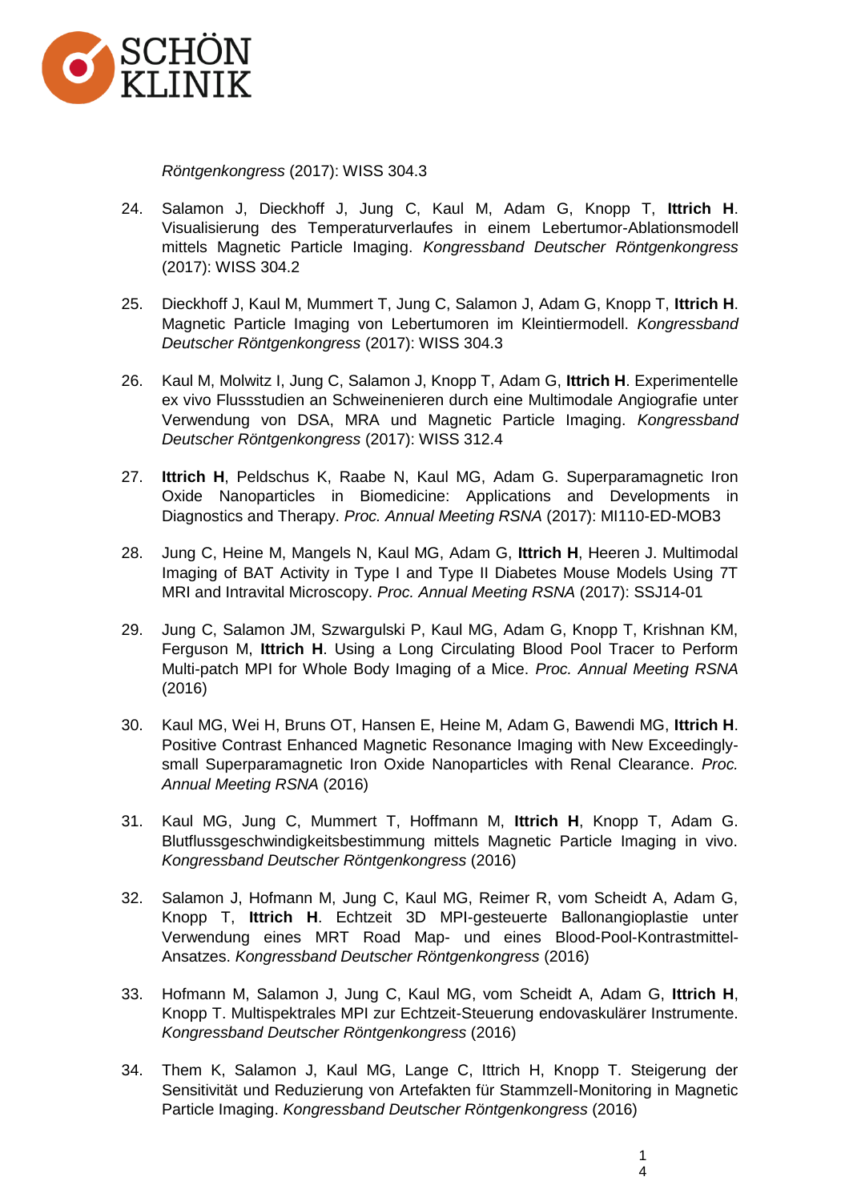*Röntgenkongress* (2017): WISS 304.3

24. Salamon J, Dieckhoff J, Jung C, Kaul M, Adam G, Knopp T, **Ittrich H**. Visualisierung des Temperaturverlaufes in einem Lebertumor-Ablationsmodell mittels Magnetic Particle Imaging. *Kongressband Deutscher Röntgenkongress* (2017): WISS 304.2

25. Dieckhoff J, Kaul M, Mummert T, Jung C, Salamon J, Adam G, Knopp T, **Ittrich H**. Magnetic Particle Imaging von Lebertumoren im Kleintiermodell. *Kongressband Deutscher Röntgenkongress* (2017): WISS 304.3

26. Kaul M, Molwitz I, Jung C, Salamon J, Knopp T, Adam G, **Ittrich H**. Experimentelle ex vivo Flussstudien an Schweinenieren durch eine Multimodale Angiografie unter Verwendung von DSA, MRA und Magnetic Particle Imaging. *Kongressband Deutscher Röntgenkongress* (2017): WISS 312.4

27. **Ittrich H**, Peldschus K, Raabe N, Kaul MG, Adam G. Superparamagnetic Iron Oxide Nanoparticles in Biomedicine: Applications and Developments in Diagnostics and Therapy. *Proc. Annual Meeting RSNA* (2017): MI110-ED-MOB3

28. Jung C, Heine M, Mangels N, Kaul MG, Adam G, **Ittrich H**, Heeren J. Multimodal Imaging of BAT Activity in Type I and Type II Diabetes Mouse Models Using 7T MRI and Intravital Microscopy. *Proc. Annual Meeting RSNA* (2017): SSJ14-01

29. Jung C, Salamon JM, Szwargulski P, Kaul MG, Adam G, Knopp T, Krishnan KM, Ferguson M, **Ittrich H**. Using a Long Circulating Blood Pool Tracer to Perform Multi-patch MPI for Whole Body Imaging of a Mice. *Proc. Annual Meeting RSNA* (2016)

30. Kaul MG, Wei H, Bruns OT, Hansen E, Heine M, Adam G, Bawendi MG, **Ittrich H**. Positive Contrast Enhanced Magnetic Resonance Imaging with New Exceedingly-small Superparamagnetic Iron Oxide Nanoparticles with Renal Clearance. *Proc. Annual Meeting RSNA* (2016)

31. Kaul MG, Jung C, Mummert T, Hoffmann M, **Ittrich H**, Knopp T, Adam G. Blutflussgeschwindigkeitsbestimmung mittels Magnetic Particle Imaging in vivo. *Kongressband Deutscher Röntgenkongress* (2016)

32. Salamon J, Hofmann M, Jung C, Kaul MG, Reimer R, vom Scheidt A, Adam G, Knopp T, **Ittrich H**. Echtzeit 3D MPI-gesteuerte Ballonangioplastie unter Verwendung eines MRT Road Map- und eines Blood-Pool-Kontrastmittel-Ansatzes. *Kongressband Deutscher Röntgenkongress* (2016)

33. Hofmann M, Salamon J, Jung C, Kaul MG, vom Scheidt A, Adam G, **Ittrich H**, Knopp T. Multispektrales MPI zur Echtzeit-Steuerung endovaskulärer Instrumente. *Kongressband Deutscher Röntgenkongress* (2016)

34. Them K, Salamon J, Kaul MG, Lange C, Ittrich H, Knopp T. Steigerung der Sensitivität und Reduzierung von Artefakten für Stammzell-Monitoring in Magnetic Particle Imaging. *Kongressband Deutscher Röntgenkongress* (2016)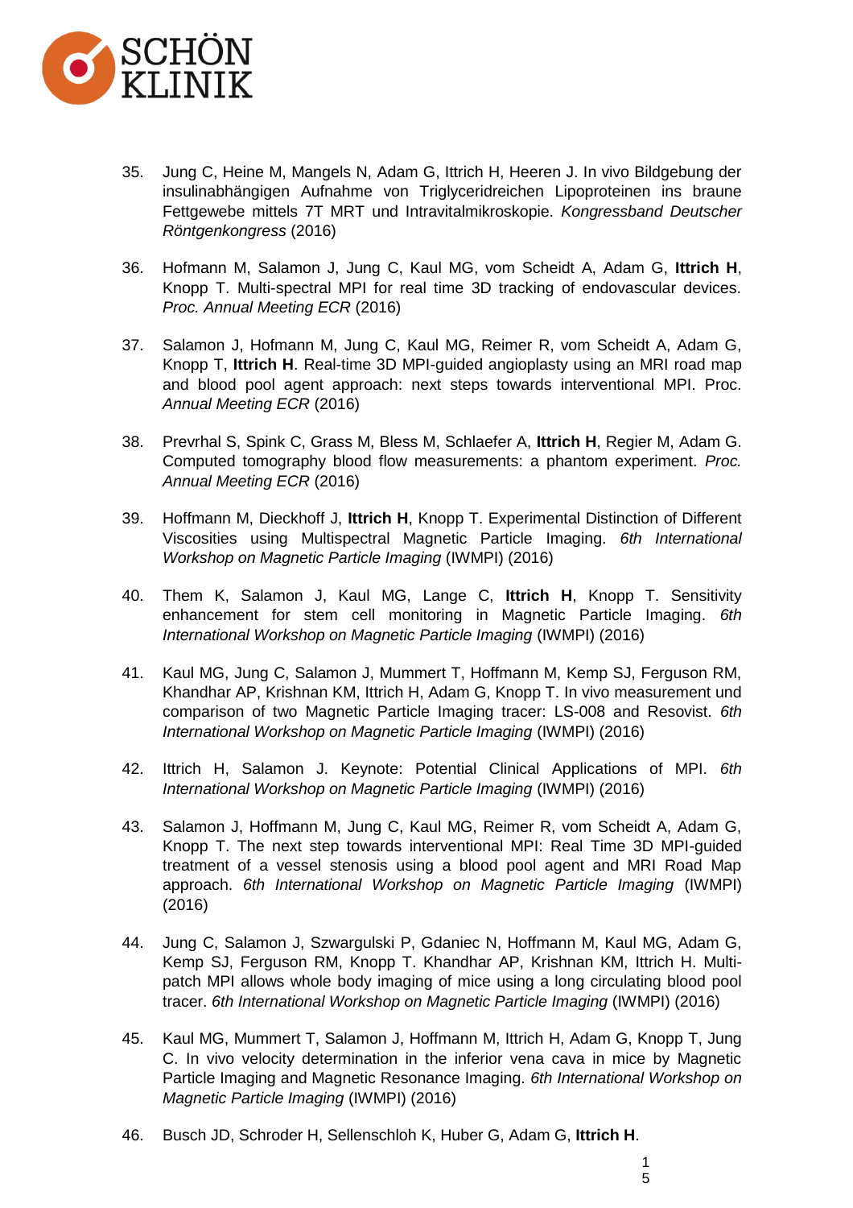35. Jung C, Heine M, Mangels N, Adam G, Ittrich H, Heeren J. In vivo Bildgebung der insulinabhängigen Aufnahme von Triglyceridreichen Lipoproteinen ins braune Fettgewebe mittels 7T MRT und Intravitalmikroskopie. *Kongressband Deutscher Röntgenkongress* (2016)

36. Hofmann M, Salamon J, Jung C, Kaul MG, vom Scheidt A, Adam G, **Ittrich H**, Knopp T. Multi-spectral MPI for real time 3D tracking of endovascular devices. *Proc. Annual Meeting ECR* (2016)

37. Salamon J, Hofmann M, Jung C, Kaul MG, Reimer R, vom Scheidt A, Adam G, Knopp T, **Ittrich H**. Real-time 3D MPI-guided angioplasty using an MRI road map and blood pool agent approach: next steps towards interventional MPI. Proc. *Annual Meeting ECR* (2016)

38. Prevrhal S, Spink C, Grass M, Bless M, Schlaefer A, **Ittrich H**, Regier M, Adam G. Computed tomography blood flow measurements: a phantom experiment. *Proc. Annual Meeting ECR* (2016)

39. Hoffmann M, Dieckhoff J, **Ittrich H**, Knopp T. Experimental Distinction of Different Viscosities using Multispectral Magnetic Particle Imaging. *6th International Workshop on Magnetic Particle Imaging* (IWMPI) (2016)

40. Them K, Salamon J, Kaul MG, Lange C, **Ittrich H**, Knopp T. Sensitivity enhancement for stem cell monitoring in Magnetic Particle Imaging. *6th International Workshop on Magnetic Particle Imaging* (IWMPI) (2016)

41. Kaul MG, Jung C, Salamon J, Mummert T, Hoffmann M, Kemp SJ, Ferguson RM, Khandhar AP, Krishnan KM, Ittrich H, Adam G, Knopp T. In vivo measurement und comparison of two Magnetic Particle Imaging tracer: LS-008 and Resovist. *6th International Workshop on Magnetic Particle Imaging* (IWMPI) (2016)

42. Ittrich H, Salamon J. Keynote: Potential Clinical Applications of MPI. *6th International Workshop on Magnetic Particle Imaging* (IWMPI) (2016)

43. Salamon J, Hoffmann M, Jung C, Kaul MG, Reimer R, vom Scheidt A, Adam G, Knopp T. The next step towards interventional MPI: Real Time 3D MPI-guided treatment of a vessel stenosis using a blood pool agent and MRI Road Map approach. *6th International Workshop on Magnetic Particle Imaging* (IWMPI) (2016)

44. Jung C, Salamon J, Szwargulski P, Gdaniec N, Hoffmann M, Kaul MG, Adam G, Kemp SJ, Ferguson RM, Knopp T. Khandhar AP, Krishnan KM, Ittrich H. Multi-patch MPI allows whole body imaging of mice using a long circulating blood pool tracer. *6th International Workshop on Magnetic Particle Imaging* (IWMPI) (2016)

45. Kaul MG, Mummert T, Salamon J, Hoffmann M, Ittrich H, Adam G, Knopp T, Jung C. In vivo velocity determination in the inferior vena cava in mice by Magnetic Particle Imaging and Magnetic Resonance Imaging. *6th International Workshop on Magnetic Particle Imaging* (IWMPI) (2016)

46. Busch JD, Schroder H, Sellenschloh K, Huber G, Adam G, **Ittrich H**.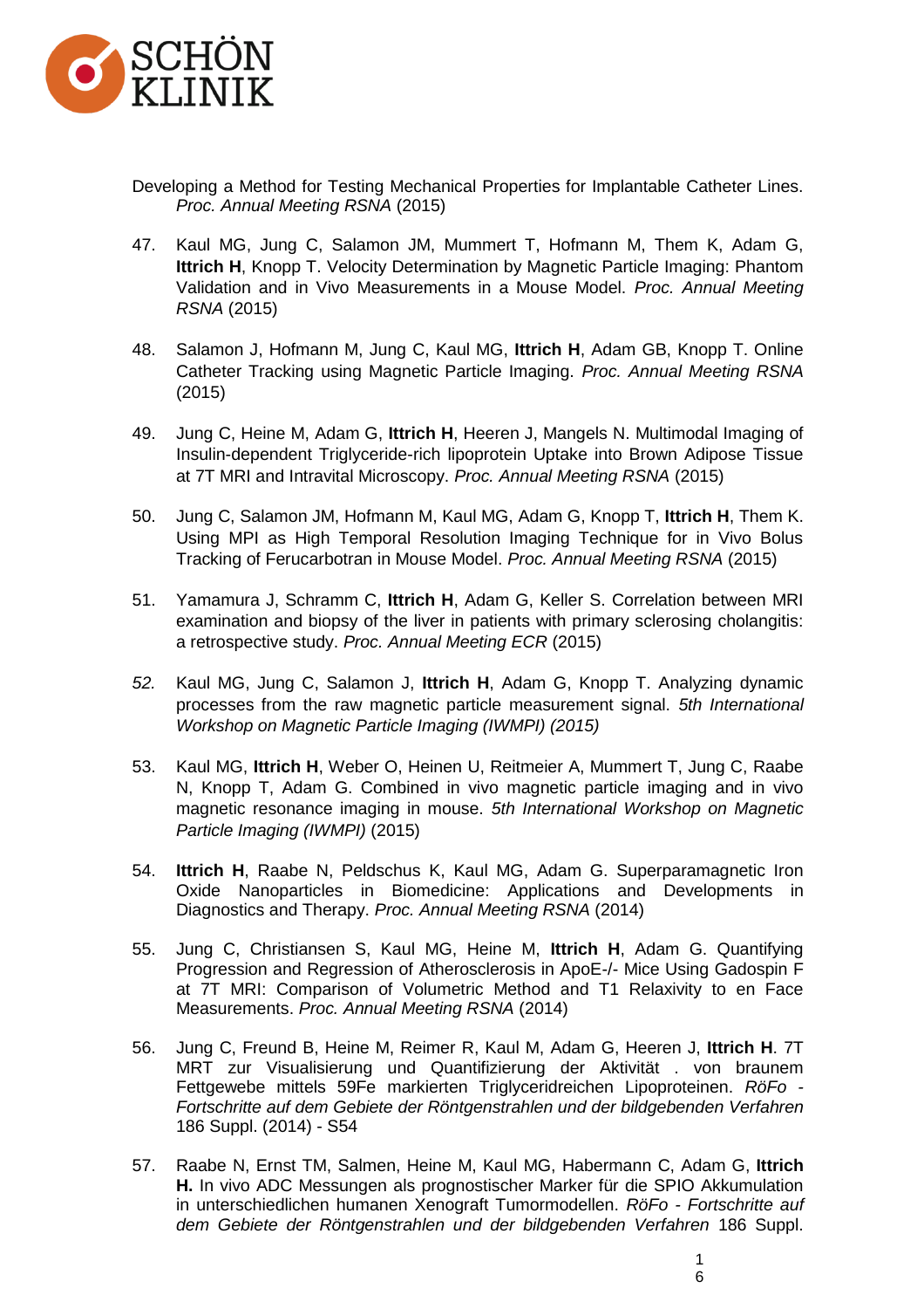Developing a Method for Testing Mechanical Properties for Implantable Catheter Lines. *Proc. Annual Meeting RSNA* (2015)

47. Kaul MG, Jung C, Salamon JM, Mummert T, Hofmann M, Them K, Adam G, **Ittrich H**, Knopp T. Velocity Determination by Magnetic Particle Imaging: Phantom Validation and in Vivo Measurements in a Mouse Model. *Proc. Annual Meeting RSNA* (2015)

48. Salamon J, Hofmann M, Jung C, Kaul MG, **Ittrich H**, Adam GB, Knopp T. Online Catheter Tracking using Magnetic Particle Imaging. *Proc. Annual Meeting RSNA* (2015)

49. Jung C, Heine M, Adam G, **Ittrich H**, Heeren J, Mangels N. Multimodal Imaging of Insulin-dependent Triglyceride-rich lipoprotein Uptake into Brown Adipose Tissue at 7T MRI and Intravital Microscopy. *Proc. Annual Meeting RSNA* (2015)

50. Jung C, Salamon JM, Hofmann M, Kaul MG, Adam G, Knopp T, **Ittrich H**, Them K. Using MPI as High Temporal Resolution Imaging Technique for in Vivo Bolus Tracking of Ferucarbotran in Mouse Model. *Proc. Annual Meeting RSNA* (2015)

51. Yamamura J, Schramm C, **Ittrich H**, Adam G, Keller S. Correlation between MRI examination and biopsy of the liver in patients with primary sclerosing cholangitis: a retrospective study. *Proc. Annual Meeting ECR* (2015)

52. Kaul MG, Jung C, Salamon J, **Ittrich H**, Adam G, Knopp T. Analyzing dynamic processes from the raw magnetic particle measurement signal. *5th International Workshop on Magnetic Particle Imaging (IWMPI) (2015)*

53. Kaul MG, **Ittrich H**, Weber O, Heinen U, Reitmeier A, Mummert T, Jung C, Raabe N, Knopp T, Adam G. Combined in vivo magnetic particle imaging and in vivo magnetic resonance imaging in mouse. *5th International Workshop on Magnetic Particle Imaging (IWMPI)* (2015)

54. **Ittrich H**, Raabe N, Peldschus K, Kaul MG, Adam G. Superparamagnetic Iron Oxide Nanoparticles in Biomedicine: Applications and Developments in Diagnostics and Therapy. *Proc. Annual Meeting RSNA* (2014)

55. Jung C, Christiansen S, Kaul MG, Heine M, **Ittrich H**, Adam G. Quantifying Progression and Regression of Atherosclerosis in ApoE-/- Mice Using Gadospin F at 7T MRI: Comparison of Volumetric Method and T1 Relaxivity to en Face Measurements. *Proc. Annual Meeting RSNA* (2014)

56. Jung C, Freund B, Heine M, Reimer R, Kaul M, Adam G, Heeren J, **Ittrich H**. 7T MRT zur Visualisierung und Quantifizierung der Aktivität . von braunem Fettgewebe mittels 59Fe markierten Triglyceridreichen Lipoproteinen. *RöFo - Fortschritte auf dem Gebiete der Röntgenstrahlen und der bildgebenden Verfahren* 186 Suppl. (2014) - S54

57. Raabe N, Ernst TM, Salmen, Heine M, Kaul MG, Habermann C, Adam G, **Ittrich H.** In vivo ADC Messungen als prognostischer Marker für die SPIO Akkumulation in unterschiedlichen humanen Xenograft Tumormodellen. *RöFo - Fortschritte auf dem Gebiete der Röntgenstrahlen und der bildgebenden Verfahren* 186 Suppl.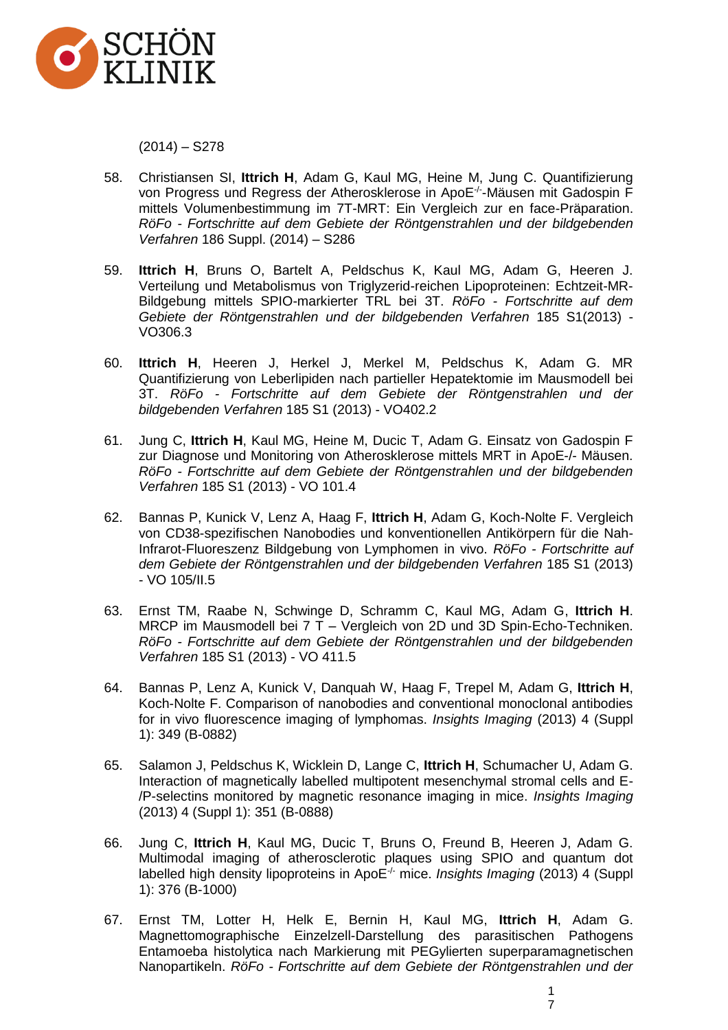(2014) – S278

58. Christiansen SI, **Ittrich H**, Adam G, Kaul MG, Heine M, Jung C. Quantifizierung von Progress und Regress der Atherosklerose in ApoE$^{-/-}$-Mäusen mit Gadospin F mittels Volumenbestimmung im 7T-MRT: Ein Vergleich zur en face-Präparation. *RöFo - Fortschritte auf dem Gebiete der Röntgenstrahlen und der bildgebenden Verfahren* 186 Suppl. (2014) – S286

59. **Ittrich H**, Bruns O, Bartelt A, Peldschus K, Kaul MG, Adam G, Heeren J. Verteilung und Metabolismus von Triglyzerid-reichen Lipoproteinen: Echtzeit-MR-Bildgebung mittels SPIO-markierter TRL bei 3T. *RöFo - Fortschritte auf dem Gebiete der Röntgenstrahlen und der bildgebenden Verfahren* 185 S1(2013) - VO306.3

60. **Ittrich H**, Heeren J, Herkel J, Merkel M, Peldschus K, Adam G. MR Quantifizierung von Leberlipiden nach partieller Hepatektomie im Mausmodell bei 3T. *RöFo - Fortschritte auf dem Gebiete der Röntgenstrahlen und der bildgebenden Verfahren* 185 S1 (2013) - VO402.2

61. Jung C, **Ittrich H**, Kaul MG, Heine M, Ducic T, Adam G. Einsatz von Gadospin F zur Diagnose und Monitoring von Atherosklerose mittels MRT in ApoE-/- Mäusen. *RöFo - Fortschritte auf dem Gebiete der Röntgenstrahlen und der bildgebenden Verfahren* 185 S1 (2013) - VO 101.4

62. Bannas P, Kunick V, Lenz A, Haag F, **Ittrich H**, Adam G, Koch-Nolte F. Vergleich von CD38-spezifischen Nanobodies und konventionellen Antikörpern für die Nah-Infrarot-Fluoreszenz Bildgebung von Lymphomen in vivo. *RöFo - Fortschritte auf dem Gebiete der Röntgenstrahlen und der bildgebenden Verfahren* 185 S1 (2013) - VO 105/II.5

63. Ernst TM, Raabe N, Schwinge D, Schramm C, Kaul MG, Adam G, **Ittrich H**. MRCP im Mausmodell bei 7 T – Vergleich von 2D und 3D Spin-Echo-Techniken. *RöFo - Fortschritte auf dem Gebiete der Röntgenstrahlen und der bildgebenden Verfahren* 185 S1 (2013) - VO 411.5

64. Bannas P, Lenz A, Kunick V, Danquah W, Haag F, Trepel M, Adam G, **Ittrich H**, Koch-Nolte F. Comparison of nanobodies and conventional monoclonal antibodies for in vivo fluorescence imaging of lymphomas. *Insights Imaging* (2013) 4 (Suppl 1): 349 (B-0882)

65. Salamon J, Peldschus K, Wicklein D, Lange C, **Ittrich H**, Schumacher U, Adam G. Interaction of magnetically labelled multipotent mesenchymal stromal cells and E-/P-selectins monitored by magnetic resonance imaging in mice. *Insights Imaging* (2013) 4 (Suppl 1): 351 (B-0888)

66. Jung C, **Ittrich H**, Kaul MG, Ducic T, Bruns O, Freund B, Heeren J, Adam G. Multimodal imaging of atherosclerotic plaques using SPIO and quantum dot labelled high density lipoproteins in ApoE$^{-/-}$ mice. *Insights Imaging* (2013) 4 (Suppl 1): 376 (B-1000)

67. Ernst TM, Lotter H, Helk E, Bernin H, Kaul MG, **Ittrich H**, Adam G. Magnettomographische Einzelzell-Darstellung des parasitischen Pathogens Entamoeba histolytica nach Markierung mit PEGylierten superparamagnetischen Nanopartikeln. *RöFo - Fortschritte auf dem Gebiete der Röntgenstrahlen und der*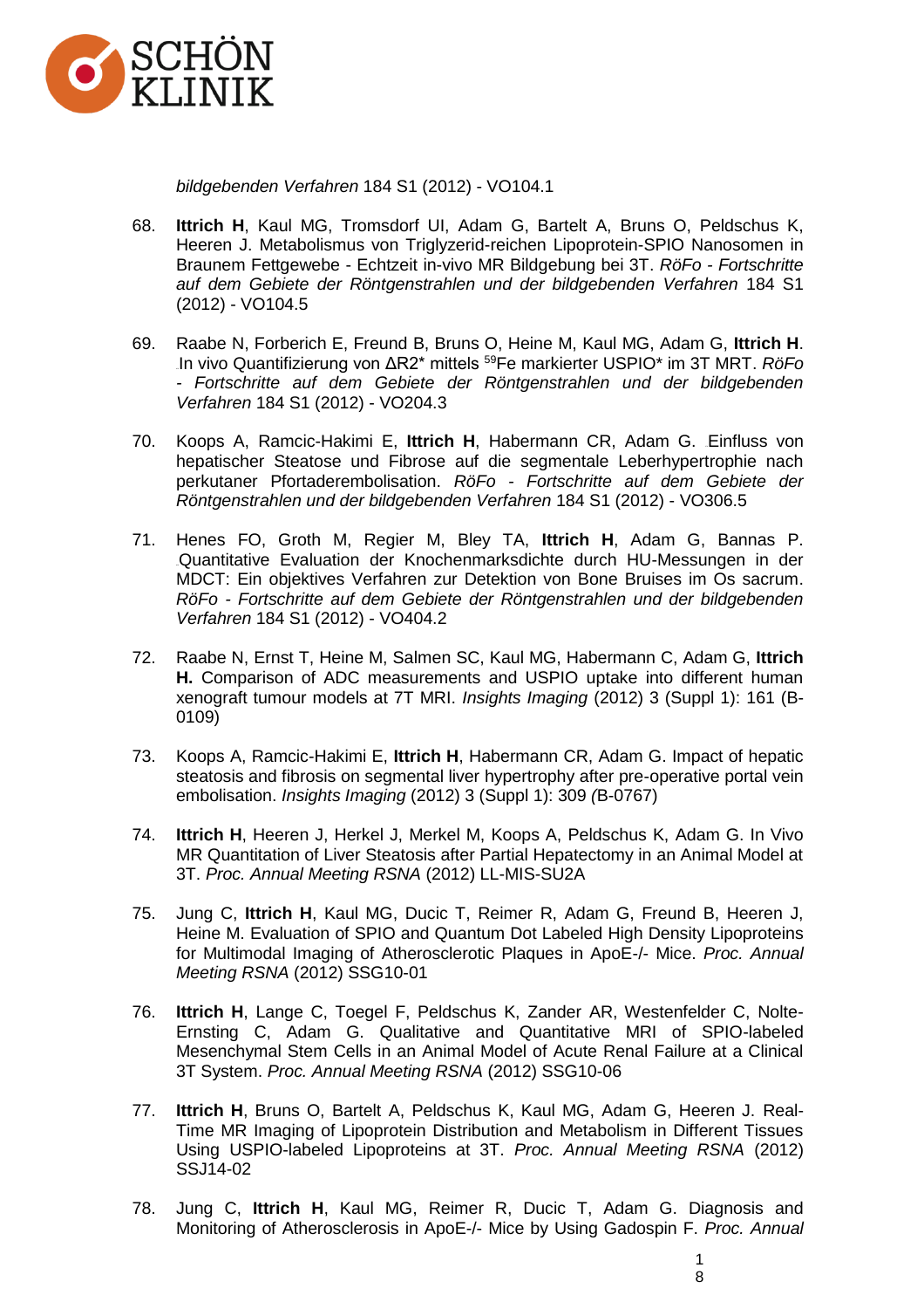*bildgebenden Verfahren* 184 S1 (2012) - VO104.1

68. **Ittrich H**, Kaul MG, Tromsdorf UI, Adam G, Bartelt A, Bruns O, Peldschus K, Heeren J. Metabolismus von Triglyzerid-reichen Lipoprotein-SPIO Nanosomen in Braunem Fettgewebe - Echtzeit in-vivo MR Bildgebung bei 3T. *RöFo - Fortschritte auf dem Gebiete der Röntgenstrahlen und der bildgebenden Verfahren* 184 S1 (2012) - VO104.5

69. Raabe N, Forberich E, Freund B, Bruns O, Heine M, Kaul MG, Adam G, **Ittrich H**. In vivo Quantifizierung von ΔR2* mittels $^{59}$Fe markierter USPIO* im 3T MRT. *RöFo - Fortschritte auf dem Gebiete der Röntgenstrahlen und der bildgebenden Verfahren* 184 S1 (2012) - VO204.3

70. Koops A, Ramcic-Hakimi E, **Ittrich H**, Habermann CR, Adam G. Einfluss von hepatischer Steatose und Fibrose auf die segmentale Leberhypertrophie nach perkutaner Pfortaderembolisation. *RöFo - Fortschritte auf dem Gebiete der Röntgenstrahlen und der bildgebenden Verfahren* 184 S1 (2012) - VO306.5

71. Henes FO, Groth M, Regier M, Bley TA, **Ittrich H**, Adam G, Bannas P. Quantitative Evaluation der Knochenmarksdichte durch HU-Messungen in der MDCT: Ein objektives Verfahren zur Detektion von Bone Bruises im Os sacrum. *RöFo - Fortschritte auf dem Gebiete der Röntgenstrahlen und der bildgebenden Verfahren* 184 S1 (2012) - VO404.2

72. Raabe N, Ernst T, Heine M, Salmen SC, Kaul MG, Habermann C, Adam G, **Ittrich H.** Comparison of ADC measurements and USPIO uptake into different human xenograft tumour models at 7T MRI. *Insights Imaging* (2012) 3 (Suppl 1): 161 (B-0109)

73. Koops A, Ramcic-Hakimi E, **Ittrich H**, Habermann CR, Adam G. Impact of hepatic steatosis and fibrosis on segmental liver hypertrophy after pre-operative portal vein embolisation. *Insights Imaging* (2012) 3 (Suppl 1): 309 (B-0767)

74. **Ittrich H**, Heeren J, Herkel J, Merkel M, Koops A, Peldschus K, Adam G. In Vivo MR Quantitation of Liver Steatosis after Partial Hepatectomy in an Animal Model at 3T. *Proc. Annual Meeting RSNA* (2012) LL-MIS-SU2A

75. Jung C, **Ittrich H**, Kaul MG, Ducic T, Reimer R, Adam G, Freund B, Heeren J, Heine M. Evaluation of SPIO and Quantum Dot Labeled High Density Lipoproteins for Multimodal Imaging of Atherosclerotic Plaques in ApoE-/- Mice. *Proc. Annual Meeting RSNA* (2012) SSG10-01

76. **Ittrich H**, Lange C, Toegel F, Peldschus K, Zander AR, Westenfelder C, Nolte-Ernsting C, Adam G. Qualitative and Quantitative MRI of SPIO-labeled Mesenchymal Stem Cells in an Animal Model of Acute Renal Failure at a Clinical 3T System. *Proc. Annual Meeting RSNA* (2012) SSG10-06

77. **Ittrich H**, Bruns O, Bartelt A, Peldschus K, Kaul MG, Adam G, Heeren J. Real-Time MR Imaging of Lipoprotein Distribution and Metabolism in Different Tissues Using USPIO-labeled Lipoproteins at 3T. *Proc. Annual Meeting RSNA* (2012) SSJ14-02

78. Jung C, **Ittrich H**, Kaul MG, Reimer R, Ducic T, Adam G. Diagnosis and Monitoring of Atherosclerosis in ApoE-/- Mice by Using Gadospin F. *Proc. Annual*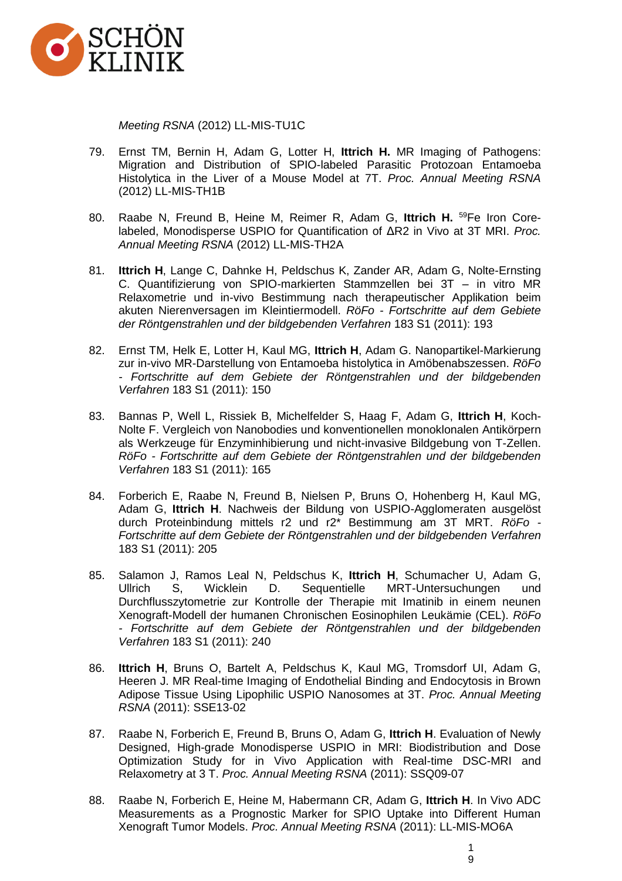*Meeting RSNA* (2012) LL-MIS-TU1C

79. Ernst TM, Bernin H, Adam G, Lotter H, **Ittrich H.** MR Imaging of Pathogens: Migration and Distribution of SPIO-labeled Parasitic Protozoan Entamoeba Histolytica in the Liver of a Mouse Model at 7T. *Proc. Annual Meeting RSNA* (2012) LL-MIS-TH1B

80. Raabe N, Freund B, Heine M, Reimer R, Adam G, **Ittrich H.** $^{59}$Fe Iron Core-labeled, Monodisperse USPIO for Quantification of ΔR2 in Vivo at 3T MRI. *Proc. Annual Meeting RSNA* (2012) LL-MIS-TH2A

81. **Ittrich H**, Lange C, Dahnke H, Peldschus K, Zander AR, Adam G, Nolte-Ernsting C. Quantifizierung von SPIO-markierten Stammzellen bei 3T – in vitro MR Relaxometrie und in-vivo Bestimmung nach therapeutischer Applikation beim akuten Nierenversagen im Kleintiermodell. *RöFo - Fortschritte auf dem Gebiete der Röntgenstrahlen und der bildgebenden Verfahren* 183 S1 (2011): 193

82. Ernst TM, Helk E, Lotter H, Kaul MG, **Ittrich H**, Adam G. Nanopartikel-Markierung zur in-vivo MR-Darstellung von Entamoeba histolytica in Amöbenabszessen. *RöFo - Fortschritte auf dem Gebiete der Röntgenstrahlen und der bildgebenden Verfahren* 183 S1 (2011): 150

83. Bannas P, Well L, Rissiek B, Michelfelder S, Haag F, Adam G, **Ittrich H**, Koch-Nolte F. Vergleich von Nanobodies und konventionellen monoklonalen Antikörpern als Werkzeuge für Enzyminhibierung und nicht-invasive Bildgebung von T-Zellen. *RöFo - Fortschritte auf dem Gebiete der Röntgenstrahlen und der bildgebenden Verfahren* 183 S1 (2011): 165

84. Forberich E, Raabe N, Freund B, Nielsen P, Bruns O, Hohenberg H, Kaul MG, Adam G, **Ittrich H**. Nachweis der Bildung von USPIO-Agglomeraten ausgelöst durch Proteinbindung mittels r2 und r2* Bestimmung am 3T MRT. *RöFo - Fortschritte auf dem Gebiete der Röntgenstrahlen und der bildgebenden Verfahren* 183 S1 (2011): 205

85. Salamon J, Ramos Leal N, Peldschus K, **Ittrich H**, Schumacher U, Adam G, Ullrich S, Wicklein D. Sequentielle MRT-Untersuchungen und Durchflusszytometrie zur Kontrolle der Therapie mit Imatinib in einem neunen Xenograft-Modell der humanen Chronischen Eosinophilen Leukämie (CEL). *RöFo - Fortschritte auf dem Gebiete der Röntgenstrahlen und der bildgebenden Verfahren* 183 S1 (2011): 240

86. **Ittrich H**, Bruns O, Bartelt A, Peldschus K, Kaul MG, Tromsdorf UI, Adam G, Heeren J. MR Real-time Imaging of Endothelial Binding and Endocytosis in Brown Adipose Tissue Using Lipophilic USPIO Nanosomes at 3T. *Proc. Annual Meeting RSNA* (2011): SSE13-02

87. Raabe N, Forberich E, Freund B, Bruns O, Adam G, **Ittrich H**. Evaluation of Newly Designed, High-grade Monodisperse USPIO in MRI: Biodistribution and Dose Optimization Study for in Vivo Application with Real-time DSC-MRI and Relaxometry at 3 T. *Proc. Annual Meeting RSNA* (2011): SSQ09-07

88. Raabe N, Forberich E, Heine M, Habermann CR, Adam G, **Ittrich H**. In Vivo ADC Measurements as a Prognostic Marker for SPIO Uptake into Different Human Xenograft Tumor Models. *Proc. Annual Meeting RSNA* (2011): LL-MIS-MO6A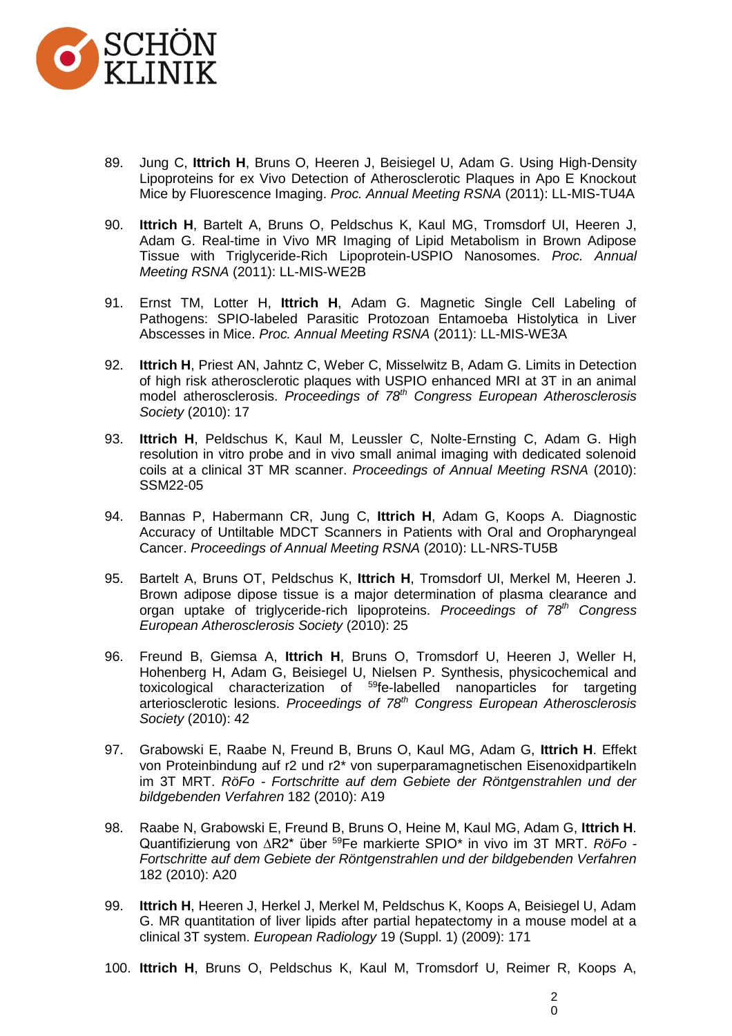89. Jung C, **Ittrich H**, Bruns O, Heeren J, Beisiegel U, Adam G. Using High-Density Lipoproteins for ex Vivo Detection of Atherosclerotic Plaques in Apo E Knockout Mice by Fluorescence Imaging. *Proc. Annual Meeting RSNA* (2011): LL-MIS-TU4A

90. **Ittrich H**, Bartelt A, Bruns O, Peldschus K, Kaul MG, Tromsdorf UI, Heeren J, Adam G. Real-time in Vivo MR Imaging of Lipid Metabolism in Brown Adipose Tissue with Triglyceride-Rich Lipoprotein-USPIO Nanosomes. *Proc. Annual Meeting RSNA* (2011): LL-MIS-WE2B

91. Ernst TM, Lotter H, **Ittrich H**, Adam G. Magnetic Single Cell Labeling of Pathogens: SPIO-labeled Parasitic Protozoan Entamoeba Histolytica in Liver Abscesses in Mice. *Proc. Annual Meeting RSNA* (2011): LL-MIS-WE3A

92. **Ittrich H**, Priest AN, Jahntz C, Weber C, Misselwitz B, Adam G. Limits in Detection of high risk atherosclerotic plaques with USPIO enhanced MRI at 3T in an animal model atherosclerosis. *Proceedings of 78th Congress European Atherosclerosis Society* (2010): 17

93. **Ittrich H**, Peldschus K, Kaul M, Leussler C, Nolte-Ernsting C, Adam G. High resolution in vitro probe and in vivo small animal imaging with dedicated solenoid coils at a clinical 3T MR scanner. *Proceedings of Annual Meeting RSNA* (2010): SSM22-05

94. Bannas P, Habermann CR, Jung C, **Ittrich H**, Adam G, Koops A. Diagnostic Accuracy of Untiltable MDCT Scanners in Patients with Oral and Oropharyngeal Cancer. *Proceedings of Annual Meeting RSNA* (2010): LL-NRS-TU5B

95. Bartelt A, Bruns OT, Peldschus K, **Ittrich H**, Tromsdorf UI, Merkel M, Heeren J. Brown adipose dipose tissue is a major determination of plasma clearance and organ uptake of triglyceride-rich lipoproteins. *Proceedings of 78th Congress European Atherosclerosis Society* (2010): 25

96. Freund B, Giemsa A, **Ittrich H**, Bruns O, Tromsdorf U, Heeren J, Weller H, Hohenberg H, Adam G, Beisiegel U, Nielsen P. Synthesis, physicochemical and toxicological characterization of $^{59}$fe-labelled nanoparticles for targeting arteriosclerotic lesions. *Proceedings of 78th Congress European Atherosclerosis Society* (2010): 42

97. Grabowski E, Raabe N, Freund B, Bruns O, Kaul MG, Adam G, **Ittrich H**. Effekt von Proteinbindung auf r2 und r2* von superparamagnetischen Eisenoxidpartikeln im 3T MRT. *RöFo - Fortschritte auf dem Gebiete der Röntgenstrahlen und der bildgebenden Verfahren* 182 (2010): A19

98. Raabe N, Grabowski E, Freund B, Bruns O, Heine M, Kaul MG, Adam G, **Ittrich H**. Quantifizierung von $\Delta$R2* über $^{59}$Fe markierte SPIO* in vivo im 3T MRT. *RöFo - Fortschritte auf dem Gebiete der Röntgenstrahlen und der bildgebenden Verfahren* 182 (2010): A20

99. **Ittrich H**, Heeren J, Herkel J, Merkel M, Peldschus K, Koops A, Beisiegel U, Adam G. MR quantitation of liver lipids after partial hepatectomy in a mouse model at a clinical 3T system. *European Radiology* 19 (Suppl. 1) (2009): 171

100. **Ittrich H**, Bruns O, Peldschus K, Kaul M, Tromsdorf U, Reimer R, Koops A,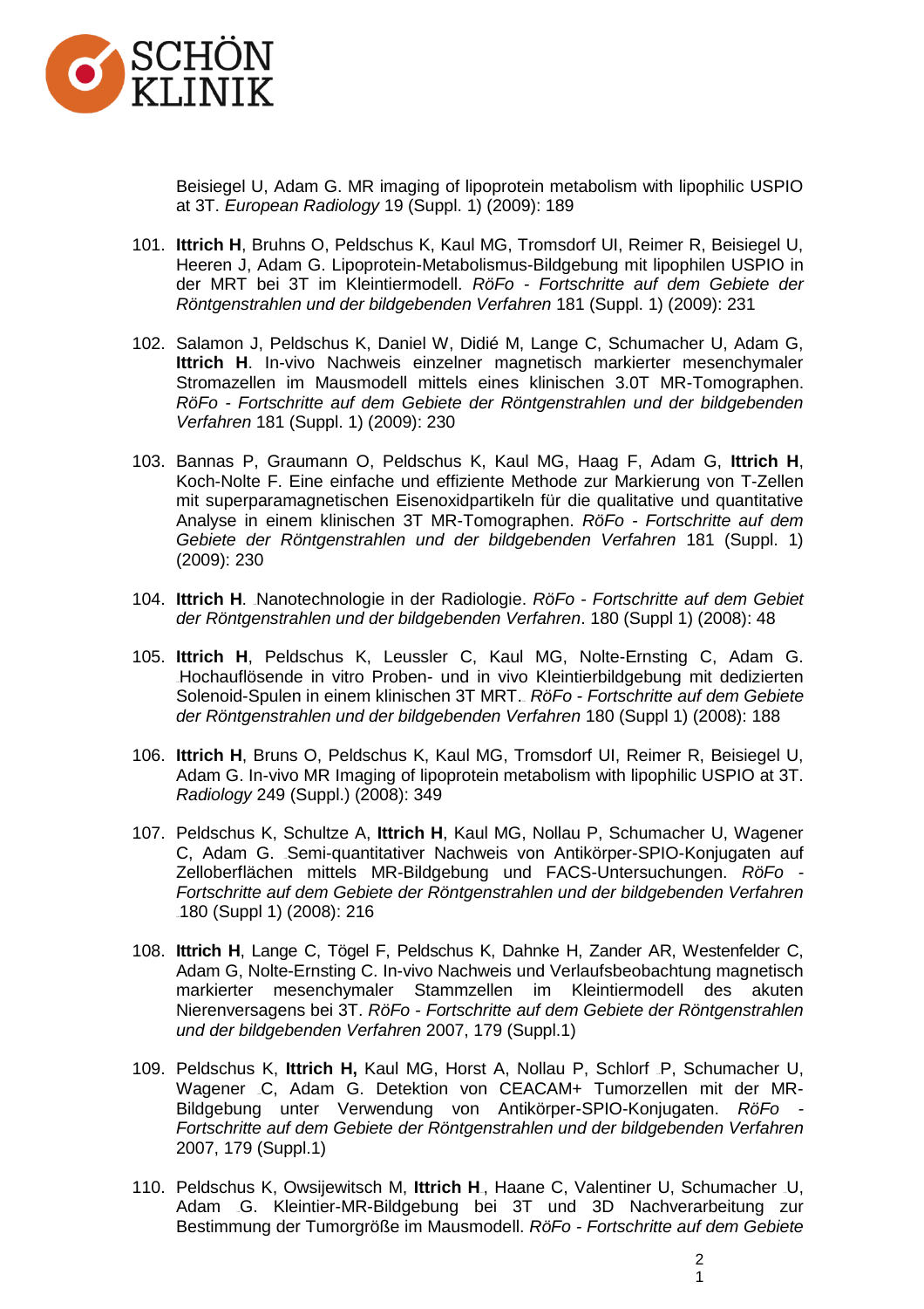Beisiegel U, Adam G. MR imaging of lipoprotein metabolism with lipophilic USPIO at 3T. *European Radiology* 19 (Suppl. 1) (2009): 189

101. **Ittrich H**, Bruhns O, Peldschus K, Kaul MG, Tromsdorf UI, Reimer R, Beisiegel U, Heeren J, Adam G. Lipoprotein-Metabolismus-Bildgebung mit lipophilen USPIO in der MRT bei 3T im Kleintiermodell. *RöFo - Fortschritte auf dem Gebiete der Röntgenstrahlen und der bildgebenden Verfahren* 181 (Suppl. 1) (2009): 231

102. Salamon J, Peldschus K, Daniel W, Didié M, Lange C, Schumacher U, Adam G, **Ittrich H**. In-vivo Nachweis einzelner magnetisch markierter mesenchymaler Stromazellen im Mausmodell mittels eines klinischen 3.0T MR-Tomographen. *RöFo - Fortschritte auf dem Gebiete der Röntgenstrahlen und der bildgebenden Verfahren* 181 (Suppl. 1) (2009): 230

103. Bannas P, Graumann O, Peldschus K, Kaul MG, Haag F, Adam G, **Ittrich H**, Koch-Nolte F. Eine einfache und effiziente Methode zur Markierung von T-Zellen mit superparamagnetischen Eisenoxidpartikeln für die qualitative und quantitative Analyse in einem klinischen 3T MR-Tomographen. *RöFo - Fortschritte auf dem Gebiete der Röntgenstrahlen und der bildgebenden Verfahren* 181 (Suppl. 1) (2009): 230

104. **Ittrich H**. Nanotechnologie in der Radiologie. *RöFo - Fortschritte auf dem Gebiet der Röntgenstrahlen und der bildgebenden Verfahren*. 180 (Suppl 1) (2008): 48

105. **Ittrich H**, Peldschus K, Leussler C, Kaul MG, Nolte-Ernsting C, Adam G. Hochauflösende in vitro Proben- und in vivo Kleintierbildgebung mit dedizierten Solenoid-Spulen in einem klinischen 3T MRT. *RöFo - Fortschritte auf dem Gebiete der Röntgenstrahlen und der bildgebenden Verfahren* 180 (Suppl 1) (2008): 188

106. **Ittrich H**, Bruns O, Peldschus K, Kaul MG, Tromsdorf UI, Reimer R, Beisiegel U, Adam G. In-vivo MR Imaging of lipoprotein metabolism with lipophilic USPIO at 3T. *Radiology* 249 (Suppl.) (2008): 349

107. Peldschus K, Schultze A, **Ittrich H**, Kaul MG, Nollau P, Schumacher U, Wagener C, Adam G. Semi-quantitativer Nachweis von Antikörper-SPIO-Konjugaten auf Zelloberflächen mittels MR-Bildgebung und FACS-Untersuchungen. *RöFo - Fortschritte auf dem Gebiete der Röntgenstrahlen und der bildgebenden Verfahren* 180 (Suppl 1) (2008): 216

108. **Ittrich H**, Lange C, Tögel F, Peldschus K, Dahnke H, Zander AR, Westenfelder C, Adam G, Nolte-Ernsting C. In-vivo Nachweis und Verlaufsbeobachtung magnetisch markierter mesenchymaler Stammzellen im Kleintiermodell des akuten Nierenversagens bei 3T. *RöFo - Fortschritte auf dem Gebiete der Röntgenstrahlen und der bildgebenden Verfahren* 2007, 179 (Suppl.1)

109. Peldschus K, **Ittrich H,** Kaul MG, Horst A, Nollau P, Schlorf P, Schumacher U, Wagener C, Adam G. Detektion von CEACAM+ Tumorzellen mit der MR-Bildgebung unter Verwendung von Antikörper-SPIO-Konjugaten. *RöFo - Fortschritte auf dem Gebiete der Röntgenstrahlen und der bildgebenden Verfahren* 2007, 179 (Suppl.1)

110. Peldschus K, Owsijewitsch M, **Ittrich H**, Haane C, Valentiner U, Schumacher U, Adam G. Kleintier-MR-Bildgebung bei 3T und 3D Nachverarbeitung zur Bestimmung der Tumorgröße im Mausmodell. *RöFo - Fortschritte auf dem Gebiete*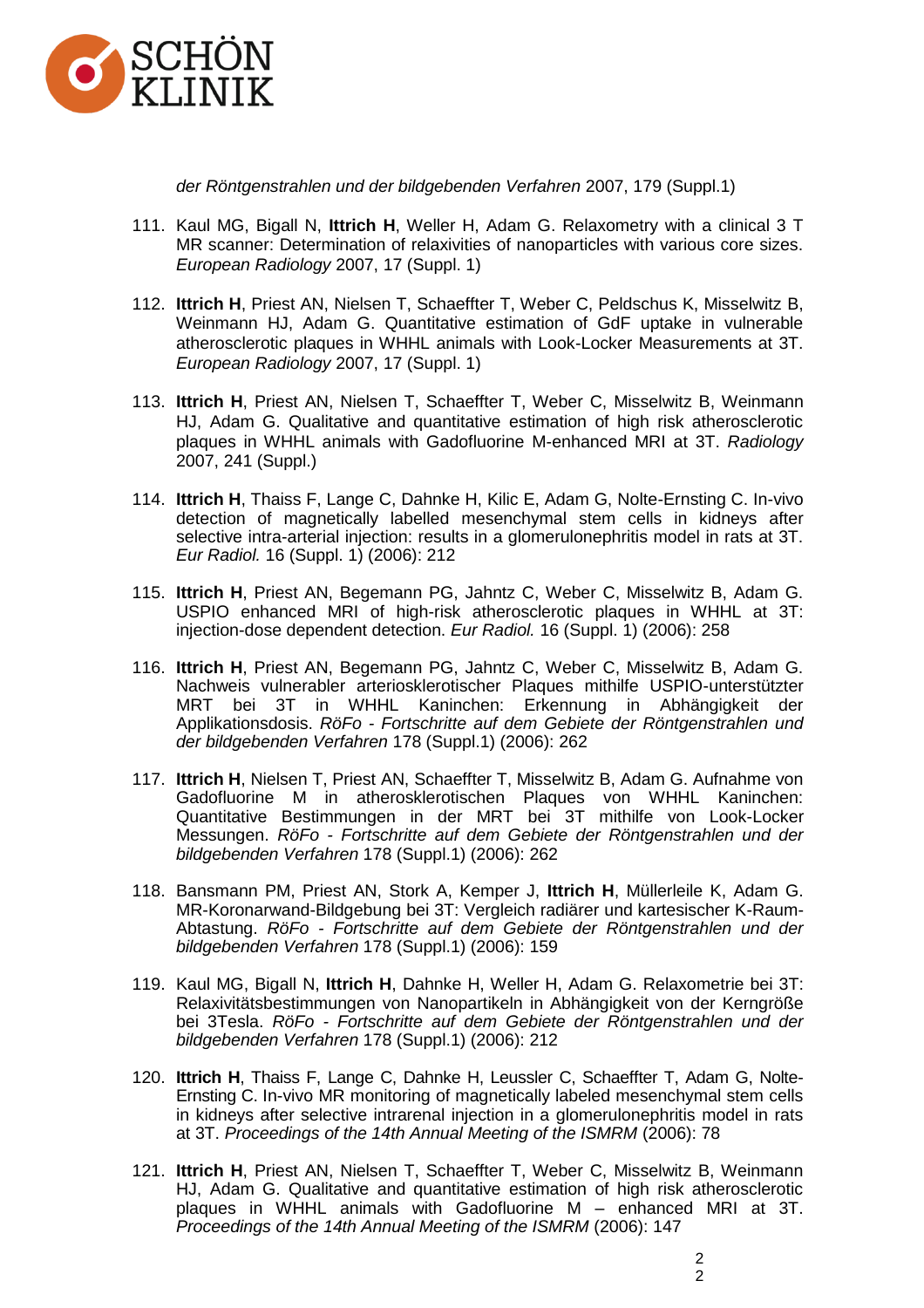*der Röntgenstrahlen und der bildgebenden Verfahren* 2007, 179 (Suppl.1)

111. Kaul MG, Bigall N, **Ittrich H**, Weller H, Adam G. Relaxometry with a clinical 3 T MR scanner: Determination of relaxivities of nanoparticles with various core sizes. *European Radiology* 2007, 17 (Suppl. 1)

112. **Ittrich H**, Priest AN, Nielsen T, Schaeffter T, Weber C, Peldschus K, Misselwitz B, Weinmann HJ, Adam G. Quantitative estimation of GdF uptake in vulnerable atherosclerotic plaques in WHHL animals with Look-Locker Measurements at 3T. *European Radiology* 2007, 17 (Suppl. 1)

113. **Ittrich H**, Priest AN, Nielsen T, Schaeffter T, Weber C, Misselwitz B, Weinmann HJ, Adam G. Qualitative and quantitative estimation of high risk atherosclerotic plaques in WHHL animals with Gadofluorine M-enhanced MRI at 3T. *Radiology* 2007, 241 (Suppl.)

114. **Ittrich H**, Thaiss F, Lange C, Dahnke H, Kilic E, Adam G, Nolte-Ernsting C. In-vivo detection of magnetically labelled mesenchymal stem cells in kidneys after selective intra-arterial injection: results in a glomerulonephritis model in rats at 3T. *Eur Radiol.* 16 (Suppl. 1) (2006): 212

115. **Ittrich H**, Priest AN, Begemann PG, Jahntz C, Weber C, Misselwitz B, Adam G. USPIO enhanced MRI of high-risk atherosclerotic plaques in WHHL at 3T: injection-dose dependent detection. *Eur Radiol.* 16 (Suppl. 1) (2006): 258

116. **Ittrich H**, Priest AN, Begemann PG, Jahntz C, Weber C, Misselwitz B, Adam G. Nachweis vulnerabler arteriosklerotischer Plaques mithilfe USPIO-unterstützter MRT bei 3T in WHHL Kaninchen: Erkennung in Abhängigkeit der Applikationsdosis. *RöFo - Fortschritte auf dem Gebiete der Röntgenstrahlen und der bildgebenden Verfahren* 178 (Suppl.1) (2006): 262

117. **Ittrich H**, Nielsen T, Priest AN, Schaeffter T, Misselwitz B, Adam G. Aufnahme von Gadofluorine M in atherosklerotischen Plaques von WHHL Kaninchen: Quantitative Bestimmungen in der MRT bei 3T mithilfe von Look-Locker Messungen. *RöFo - Fortschritte auf dem Gebiete der Röntgenstrahlen und der bildgebenden Verfahren* 178 (Suppl.1) (2006): 262

118. Bansmann PM, Priest AN, Stork A, Kemper J, **Ittrich H**, Müllerleile K, Adam G. MR-Koronarwand-Bildgebung bei 3T: Vergleich radiärer und kartesischer K-Raum-Abtastung. *RöFo - Fortschritte auf dem Gebiete der Röntgenstrahlen und der bildgebenden Verfahren* 178 (Suppl.1) (2006): 159

119. Kaul MG, Bigall N, **Ittrich H**, Dahnke H, Weller H, Adam G. Relaxometrie bei 3T: Relaxivitätsbestimmungen von Nanopartikeln in Abhängigkeit von der Kerngröße bei 3Tesla. *RöFo - Fortschritte auf dem Gebiete der Röntgenstrahlen und der bildgebenden Verfahren* 178 (Suppl.1) (2006): 212

120. **Ittrich H**, Thaiss F, Lange C, Dahnke H, Leussler C, Schaeffter T, Adam G, Nolte-Ernsting C. In-vivo MR monitoring of magnetically labeled mesenchymal stem cells in kidneys after selective intrarenal injection in a glomerulonephritis model in rats at 3T. *Proceedings of the 14th Annual Meeting of the ISMRM* (2006): 78

121. **Ittrich H**, Priest AN, Nielsen T, Schaeffter T, Weber C, Misselwitz B, Weinmann HJ, Adam G. Qualitative and quantitative estimation of high risk atherosclerotic plaques in WHHL animals with Gadofluorine M – enhanced MRI at 3T. *Proceedings of the 14th Annual Meeting of the ISMRM* (2006): 147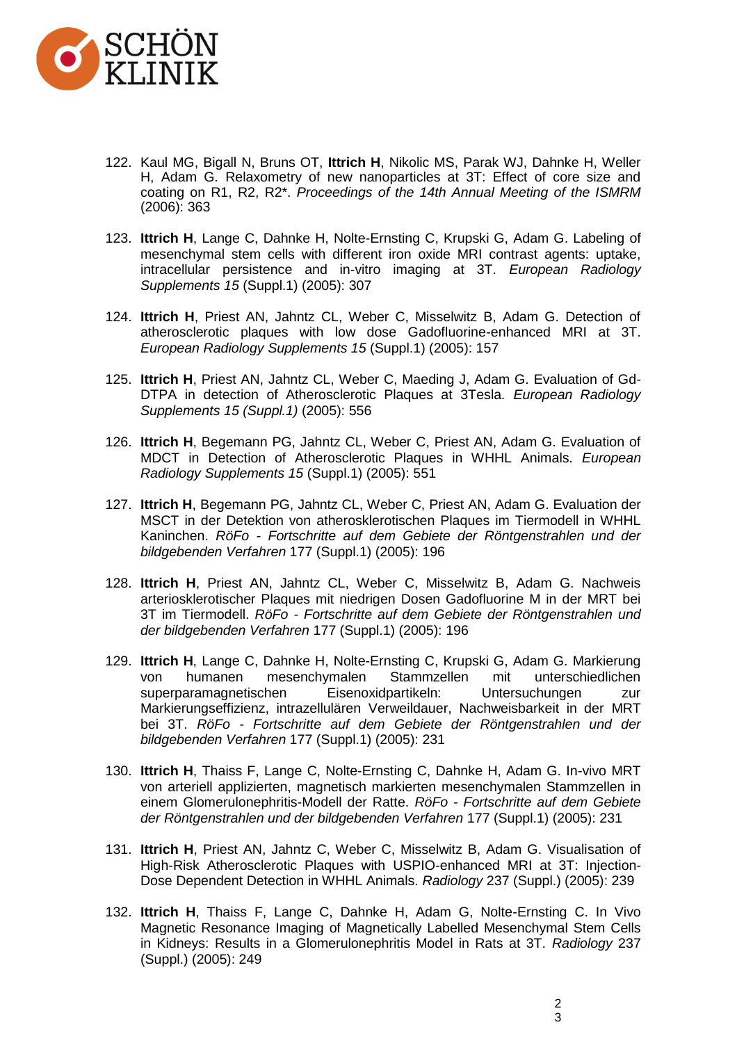122. Kaul MG, Bigall N, Bruns OT, **Ittrich H**, Nikolic MS, Parak WJ, Dahnke H, Weller H, Adam G. Relaxometry of new nanoparticles at 3T: Effect of core size and coating on R1, R2, R2*. *Proceedings of the 14th Annual Meeting of the ISMRM* (2006): 363

123. **Ittrich H**, Lange C, Dahnke H, Nolte-Ernsting C, Krupski G, Adam G. Labeling of mesenchymal stem cells with different iron oxide MRI contrast agents: uptake, intracellular persistence and in-vitro imaging at 3T. *European Radiology Supplements 15* (Suppl.1) (2005): 307

124. **Ittrich H**, Priest AN, Jahntz CL, Weber C, Misselwitz B, Adam G. Detection of atherosclerotic plaques with low dose Gadofluorine-enhanced MRI at 3T. *European Radiology Supplements 15* (Suppl.1) (2005): 157

125. **Ittrich H**, Priest AN, Jahntz CL, Weber C, Maeding J, Adam G. Evaluation of Gd-DTPA in detection of Atherosclerotic Plaques at 3Tesla. *European Radiology Supplements 15 (Suppl.1)* (2005): 556

126. **Ittrich H**, Begemann PG, Jahntz CL, Weber C, Priest AN, Adam G. Evaluation of MDCT in Detection of Atherosclerotic Plaques in WHHL Animals. *European Radiology Supplements 15* (Suppl.1) (2005): 551

127. **Ittrich H**, Begemann PG, Jahntz CL, Weber C, Priest AN, Adam G. Evaluation der MSCT in der Detektion von atherosklerotischen Plaques im Tiermodell in WHHL Kaninchen. *RöFo - Fortschritte auf dem Gebiete der Röntgenstrahlen und der bildgebenden Verfahren* 177 (Suppl.1) (2005): 196

128. **Ittrich H**, Priest AN, Jahntz CL, Weber C, Misselwitz B, Adam G. Nachweis arteriosklerotischer Plaques mit niedrigen Dosen Gadofluorine M in der MRT bei 3T im Tiermodell. *RöFo - Fortschritte auf dem Gebiete der Röntgenstrahlen und der bildgebenden Verfahren* 177 (Suppl.1) (2005): 196

129. **Ittrich H**, Lange C, Dahnke H, Nolte-Ernsting C, Krupski G, Adam G. Markierung von humanen mesenchymalen Stammzellen mit unterschiedlichen superparamagnetischen Eisenoxidpartikeln: Untersuchungen zur Markierungseffizienz, intrazellulären Verweildauer, Nachweisbarkeit in der MRT bei 3T. *RöFo - Fortschritte auf dem Gebiete der Röntgenstrahlen und der bildgebenden Verfahren* 177 (Suppl.1) (2005): 231

130. **Ittrich H**, Thaiss F, Lange C, Nolte-Ernsting C, Dahnke H, Adam G. In-vivo MRT von arteriell applizierten, magnetisch markierten mesenchymalen Stammzellen in einem Glomerulonephritis-Modell der Ratte. *RöFo - Fortschritte auf dem Gebiete der Röntgenstrahlen und der bildgebenden Verfahren* 177 (Suppl.1) (2005): 231

131. **Ittrich H**, Priest AN, Jahntz C, Weber C, Misselwitz B, Adam G. Visualisation of High-Risk Atherosclerotic Plaques with USPIO-enhanced MRI at 3T: Injection-Dose Dependent Detection in WHHL Animals. *Radiology* 237 (Suppl.) (2005): 239

132. **Ittrich H**, Thaiss F, Lange C, Dahnke H, Adam G, Nolte-Ernsting C. In Vivo Magnetic Resonance Imaging of Magnetically Labelled Mesenchymal Stem Cells in Kidneys: Results in a Glomerulonephritis Model in Rats at 3T. *Radiology* 237 (Suppl.) (2005): 249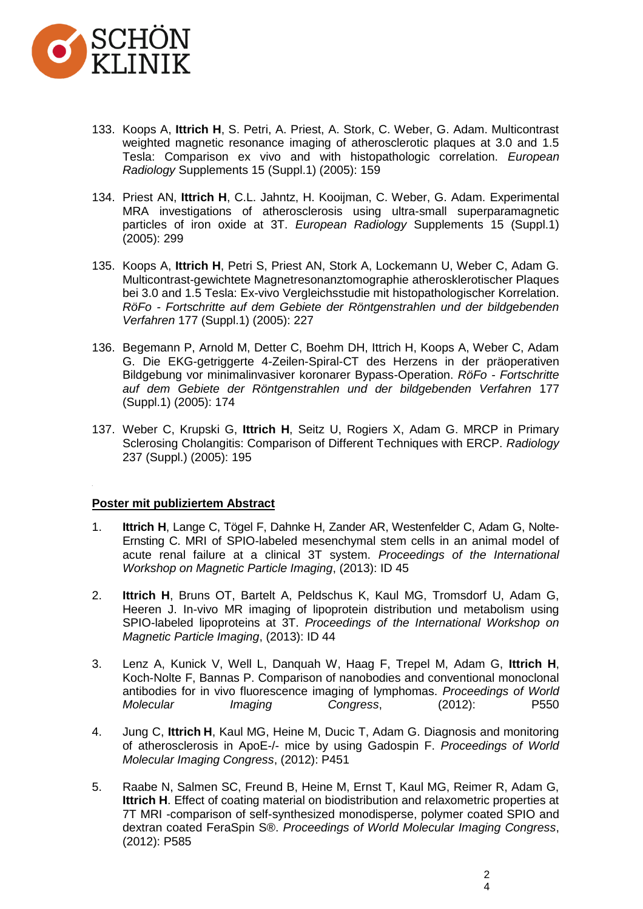133. Koops A, **Ittrich H**, S. Petri, A. Priest, A. Stork, C. Weber, G. Adam. Multicontrast weighted magnetic resonance imaging of atherosclerotic plaques at 3.0 and 1.5 Tesla: Comparison ex vivo and with histopathologic correlation. *European Radiology* Supplements 15 (Suppl.1) (2005): 159

134. Priest AN, **Ittrich H**, C.L. Jahntz, H. Kooijman, C. Weber, G. Adam. Experimental MRA investigations of atherosclerosis using ultra-small superparamagnetic particles of iron oxide at 3T. *European Radiology* Supplements 15 (Suppl.1) (2005): 299

135. Koops A, **Ittrich H**, Petri S, Priest AN, Stork A, Lockemann U, Weber C, Adam G. Multicontrast-gewichtete Magnetresonanztomographie atherosklerotischer Plaques bei 3.0 and 1.5 Tesla: Ex-vivo Vergleichsstudie mit histopathologischer Korrelation. *RöFo - Fortschritte auf dem Gebiete der Röntgenstrahlen und der bildgebenden Verfahren* 177 (Suppl.1) (2005): 227

136. Begemann P, Arnold M, Detter C, Boehm DH, Ittrich H, Koops A, Weber C, Adam G. Die EKG-getriggerte 4-Zeilen-Spiral-CT des Herzens in der präoperativen Bildgebung vor minimalinvasiver koronarer Bypass-Operation. *RöFo - Fortschritte auf dem Gebiete der Röntgenstrahlen und der bildgebenden Verfahren* 177 (Suppl.1) (2005): 174

137. Weber C, Krupski G, **Ittrich H**, Seitz U, Rogiers X, Adam G. MRCP in Primary Sclerosing Cholangitis: Comparison of Different Techniques with ERCP. *Radiology* 237 (Suppl.) (2005): 195

**<u>Poster mit publiziertem Abstract</u>**

1. **Ittrich H**, Lange C, Tögel F, Dahnke H, Zander AR, Westenfelder C, Adam G, Nolte-Ernsting C. MRI of SPIO-labeled mesenchymal stem cells in an animal model of acute renal failure at a clinical 3T system. *Proceedings of the International Workshop on Magnetic Particle Imaging*, (2013): ID 45

2. **Ittrich H**, Bruns OT, Bartelt A, Peldschus K, Kaul MG, Tromsdorf U, Adam G, Heeren J. In-vivo MR imaging of lipoprotein distribution und metabolism using SPIO-labeled lipoproteins at 3T. *Proceedings of the International Workshop on Magnetic Particle Imaging*, (2013): ID 44

3. Lenz A, Kunick V, Well L, Danquah W, Haag F, Trepel M, Adam G, **Ittrich H**, Koch-Nolte F, Bannas P. Comparison of nanobodies and conventional monoclonal antibodies for in vivo fluorescence imaging of lymphomas. *Proceedings of World Molecular Imaging Congress*, (2012): P550

4. Jung C, **Ittrich H**, Kaul MG, Heine M, Ducic T, Adam G. Diagnosis and monitoring of atherosclerosis in ApoE-/- mice by using Gadospin F. *Proceedings of World Molecular Imaging Congress*, (2012): P451

5. Raabe N, Salmen SC, Freund B, Heine M, Ernst T, Kaul MG, Reimer R, Adam G, **Ittrich H**. Effect of coating material on biodistribution and relaxometric properties at 7T MRI -comparison of self-synthesized monodisperse, polymer coated SPIO and dextran coated FeraSpin S®. *Proceedings of World Molecular Imaging Congress*, (2012): P585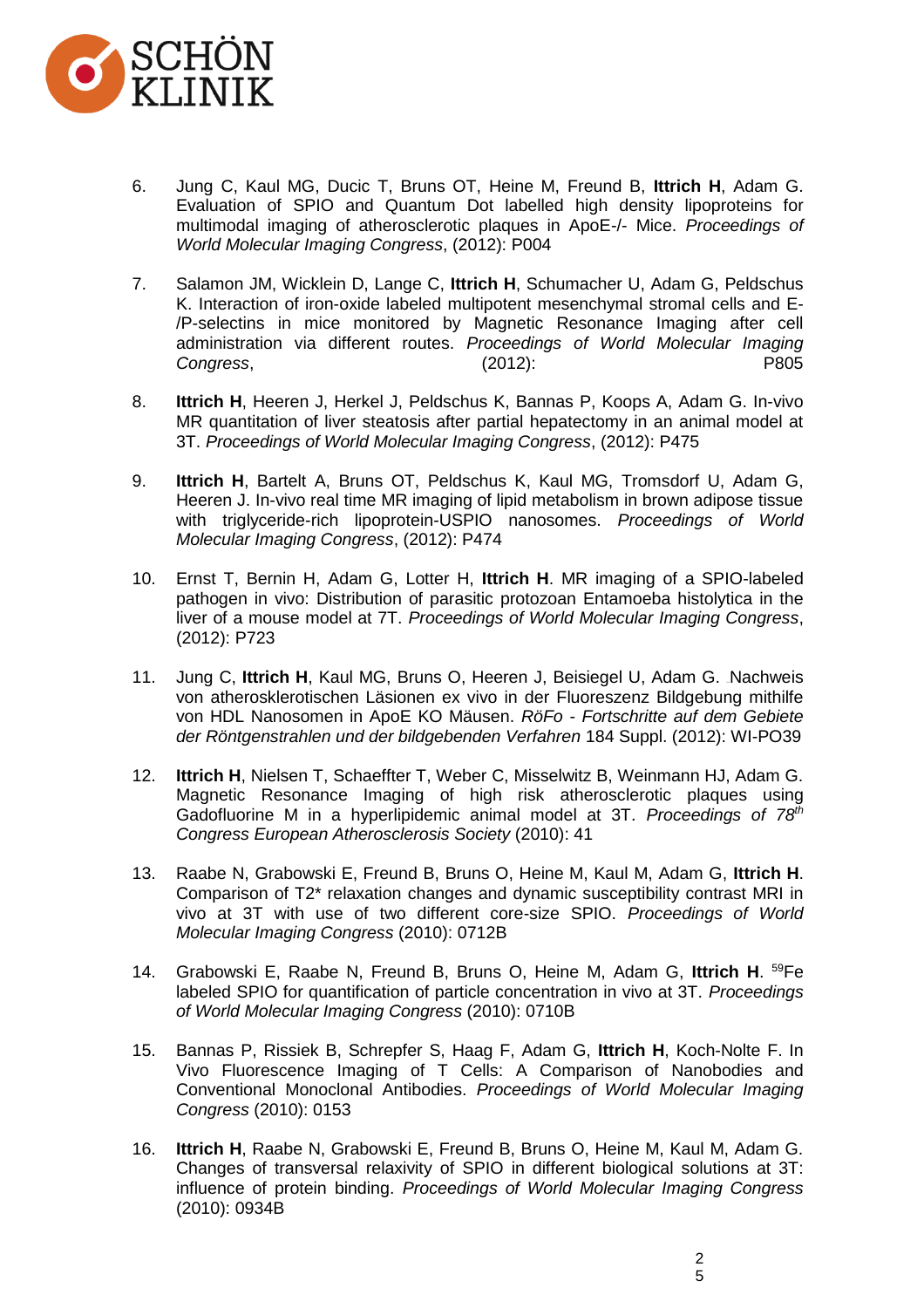6. Jung C, Kaul MG, Ducic T, Bruns OT, Heine M, Freund B, **Ittrich H**, Adam G. Evaluation of SPIO and Quantum Dot labelled high density lipoproteins for multimodal imaging of atherosclerotic plaques in ApoE-/- Mice. *Proceedings of World Molecular Imaging Congress*, (2012): P004

7. Salamon JM, Wicklein D, Lange C, **Ittrich H**, Schumacher U, Adam G, Peldschus K. Interaction of iron-oxide labeled multipotent mesenchymal stromal cells and E-/P-selectins in mice monitored by Magnetic Resonance Imaging after cell administration via different routes. *Proceedings of World Molecular Imaging Congress*, (2012): P805

8. **Ittrich H**, Heeren J, Herkel J, Peldschus K, Bannas P, Koops A, Adam G. In-vivo MR quantitation of liver steatosis after partial hepatectomy in an animal model at 3T. *Proceedings of World Molecular Imaging Congress*, (2012): P475

9. **Ittrich H**, Bartelt A, Bruns OT, Peldschus K, Kaul MG, Tromsdorf U, Adam G, Heeren J. In-vivo real time MR imaging of lipid metabolism in brown adipose tissue with triglyceride-rich lipoprotein-USPIO nanosomes. *Proceedings of World Molecular Imaging Congress*, (2012): P474

10. Ernst T, Bernin H, Adam G, Lotter H, **Ittrich H**. MR imaging of a SPIO-labeled pathogen in vivo: Distribution of parasitic protozoan Entamoeba histolytica in the liver of a mouse model at 7T. *Proceedings of World Molecular Imaging Congress*, (2012): P723

11. Jung C, **Ittrich H**, Kaul MG, Bruns O, Heeren J, Beisiegel U, Adam G. Nachweis von atherosklerotischen Läsionen ex vivo in der Fluoreszenz Bildgebung mithilfe von HDL Nanosomen in ApoE KO Mäusen. *RöFo - Fortschritte auf dem Gebiete der Röntgenstrahlen und der bildgebenden Verfahren* 184 Suppl. (2012): WI-PO39

12. **Ittrich H**, Nielsen T, Schaeffter T, Weber C, Misselwitz B, Weinmann HJ, Adam G. Magnetic Resonance Imaging of high risk atherosclerotic plaques using Gadofluorine M in a hyperlipidemic animal model at 3T. *Proceedings of 78th Congress European Atherosclerosis Society* (2010): 41

13. Raabe N, Grabowski E, Freund B, Bruns O, Heine M, Kaul M, Adam G, **Ittrich H**. Comparison of T2* relaxation changes and dynamic susceptibility contrast MRI in vivo at 3T with use of two different core-size SPIO. *Proceedings of World Molecular Imaging Congress* (2010): 0712B

14. Grabowski E, Raabe N, Freund B, Bruns O, Heine M, Adam G, **Ittrich H**. $^{59}$Fe labeled SPIO for quantification of particle concentration in vivo at 3T. *Proceedings of World Molecular Imaging Congress* (2010): 0710B

15. Bannas P, Rissiek B, Schrepfer S, Haag F, Adam G, **Ittrich H**, Koch-Nolte F. In Vivo Fluorescence Imaging of T Cells: A Comparison of Nanobodies and Conventional Monoclonal Antibodies. *Proceedings of World Molecular Imaging Congress* (2010): 0153

16. **Ittrich H**, Raabe N, Grabowski E, Freund B, Bruns O, Heine M, Kaul M, Adam G. Changes of transversal relaxivity of SPIO in different biological solutions at 3T: influence of protein binding. *Proceedings of World Molecular Imaging Congress* (2010): 0934B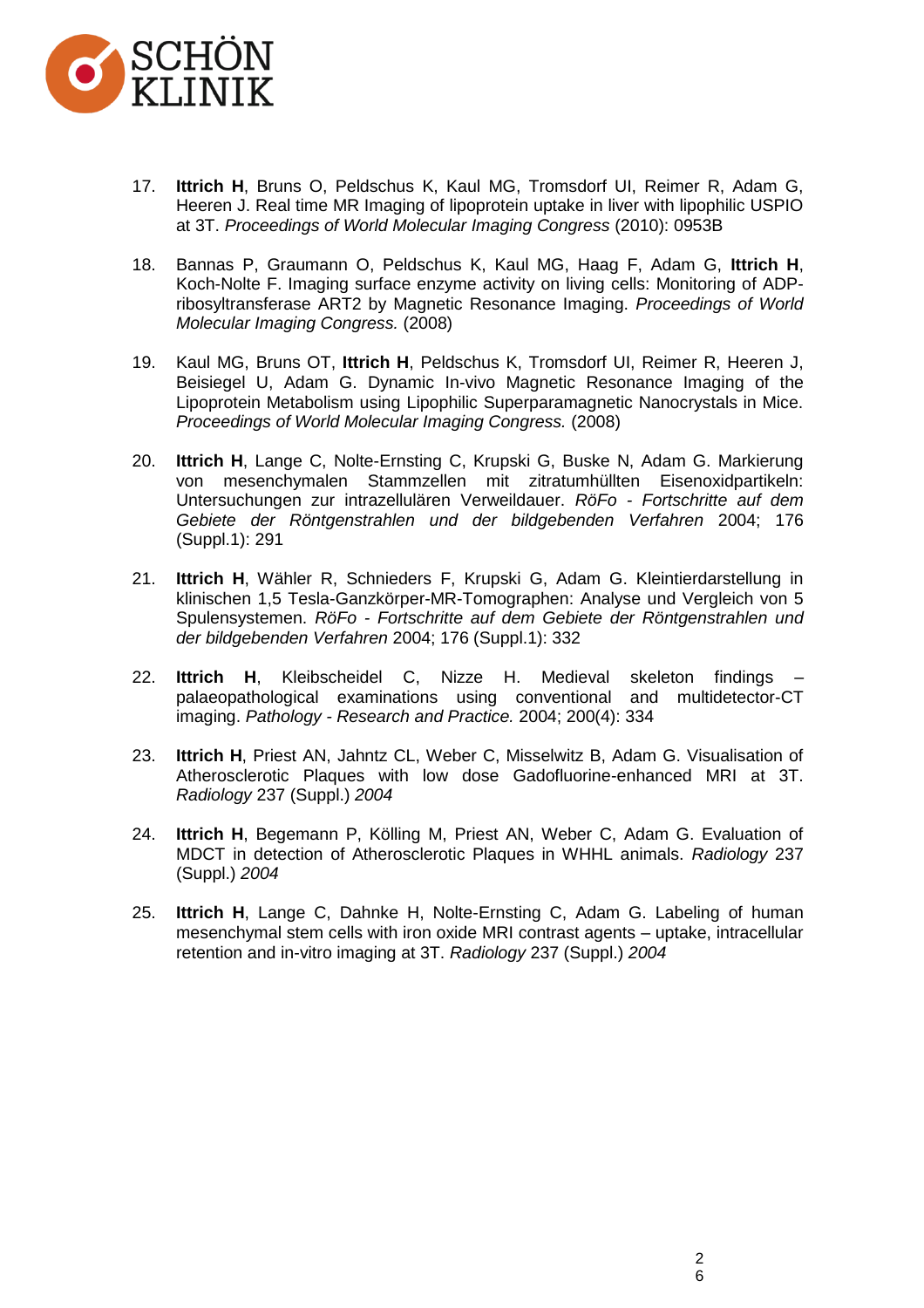17. **Ittrich H**, Bruns O, Peldschus K, Kaul MG, Tromsdorf UI, Reimer R, Adam G, Heeren J. Real time MR Imaging of lipoprotein uptake in liver with lipophilic USPIO at 3T. *Proceedings of World Molecular Imaging Congress* (2010): 0953B

18. Bannas P, Graumann O, Peldschus K, Kaul MG, Haag F, Adam G, **Ittrich H**, Koch-Nolte F. Imaging surface enzyme activity on living cells: Monitoring of ADP-ribosyltransferase ART2 by Magnetic Resonance Imaging. *Proceedings of World Molecular Imaging Congress.* (2008)

19. Kaul MG, Bruns OT, **Ittrich H**, Peldschus K, Tromsdorf UI, Reimer R, Heeren J, Beisiegel U, Adam G. Dynamic In-vivo Magnetic Resonance Imaging of the Lipoprotein Metabolism using Lipophilic Superparamagnetic Nanocrystals in Mice. *Proceedings of World Molecular Imaging Congress.* (2008)

20. **Ittrich H**, Lange C, Nolte-Ernsting C, Krupski G, Buske N, Adam G. Markierung von mesenchymalen Stammzellen mit zitratumhüllten Eisenoxidpartikeln: Untersuchungen zur intrazellulären Verweildauer. *RöFo - Fortschritte auf dem Gebiete der Röntgenstrahlen und der bildgebenden Verfahren* 2004; 176 (Suppl.1): 291

21. **Ittrich H**, Wähler R, Schnieders F, Krupski G, Adam G. Kleintierdarstellung in klinischen 1,5 Tesla-Ganzkörper-MR-Tomographen: Analyse und Vergleich von 5 Spulensystemen. *RöFo - Fortschritte auf dem Gebiete der Röntgenstrahlen und der bildgebenden Verfahren* 2004; 176 (Suppl.1): 332

22. **Ittrich H**, Kleibscheidel C, Nizze H. Medieval skeleton findings – palaeopathological examinations using conventional and multidetector-CT imaging. *Pathology - Research and Practice.* 2004; 200(4): 334

23. **Ittrich H**, Priest AN, Jahntz CL, Weber C, Misselwitz B, Adam G. Visualisation of Atherosclerotic Plaques with low dose Gadofluorine-enhanced MRI at 3T. *Radiology* 237 (Suppl.) *2004*

24. **Ittrich H**, Begemann P, Kölling M, Priest AN, Weber C, Adam G. Evaluation of MDCT in detection of Atherosclerotic Plaques in WHHL animals. *Radiology* 237 (Suppl.) *2004*

25. **Ittrich H**, Lange C, Dahnke H, Nolte-Ernsting C, Adam G. Labeling of human mesenchymal stem cells with iron oxide MRI contrast agents – uptake, intracellular retention and in-vitro imaging at 3T. *Radiology* 237 (Suppl.) *2004*